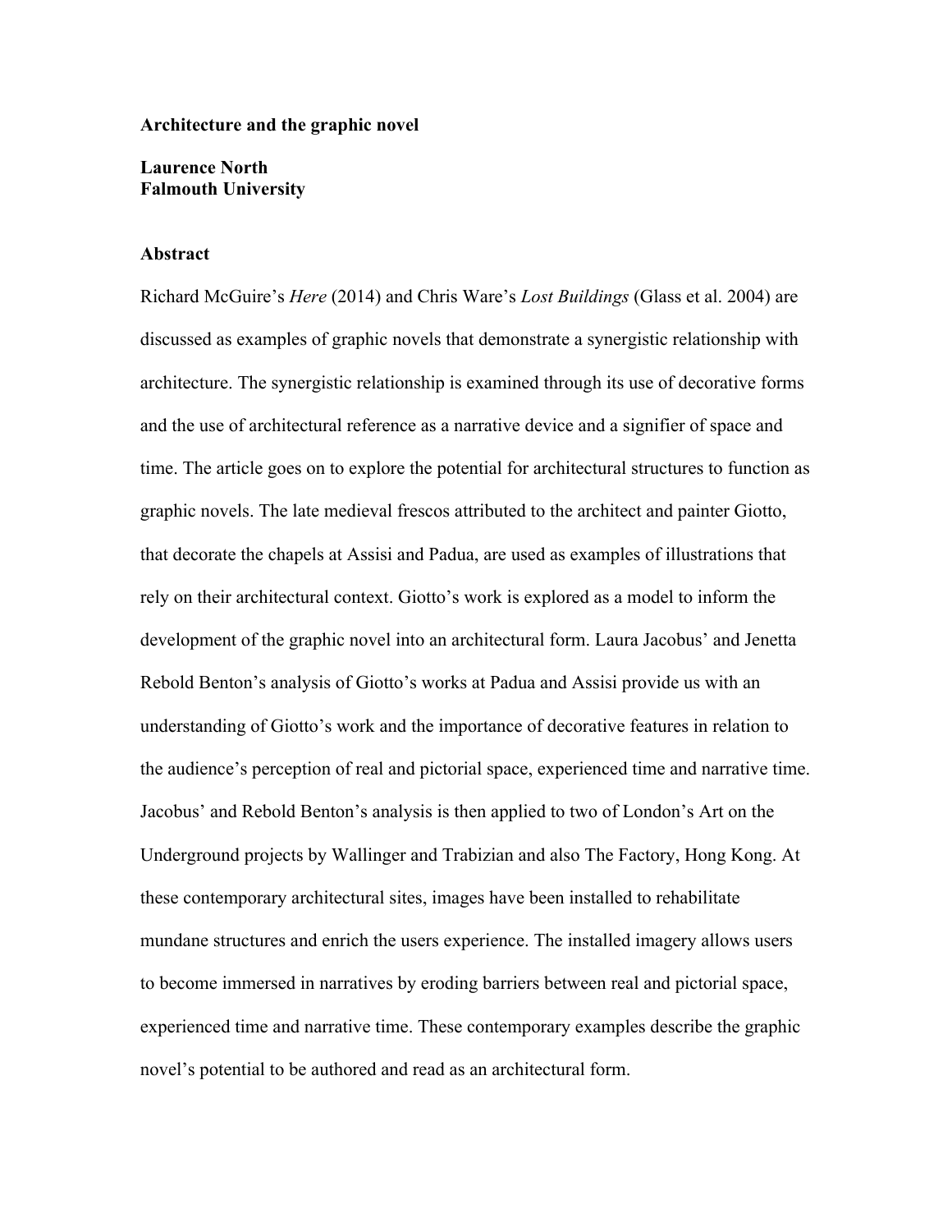# Architecture and the graphic novel

**Laurence North**
**Falmouth University**

## Abstract

Richard McGuire's *Here* (2014) and Chris Ware's *Lost Buildings* (Glass et al. 2004) are discussed as examples of graphic novels that demonstrate a synergistic relationship with architecture. The synergistic relationship is examined through its use of decorative forms and the use of architectural reference as a narrative device and a signifier of space and time. The article goes on to explore the potential for architectural structures to function as graphic novels. The late medieval frescos attributed to the architect and painter Giotto, that decorate the chapels at Assisi and Padua, are used as examples of illustrations that rely on their architectural context. Giotto's work is explored as a model to inform the development of the graphic novel into an architectural form. Laura Jacobus' and Jenetta Rebold Benton's analysis of Giotto's works at Padua and Assisi provide us with an understanding of Giotto's work and the importance of decorative features in relation to the audience's perception of real and pictorial space, experienced time and narrative time. Jacobus' and Rebold Benton's analysis is then applied to two of London's Art on the Underground projects by Wallinger and Trabizian and also The Factory, Hong Kong. At these contemporary architectural sites, images have been installed to rehabilitate mundane structures and enrich the users experience. The installed imagery allows users to become immersed in narratives by eroding barriers between real and pictorial space, experienced time and narrative time. These contemporary examples describe the graphic novel's potential to be authored and read as an architectural form.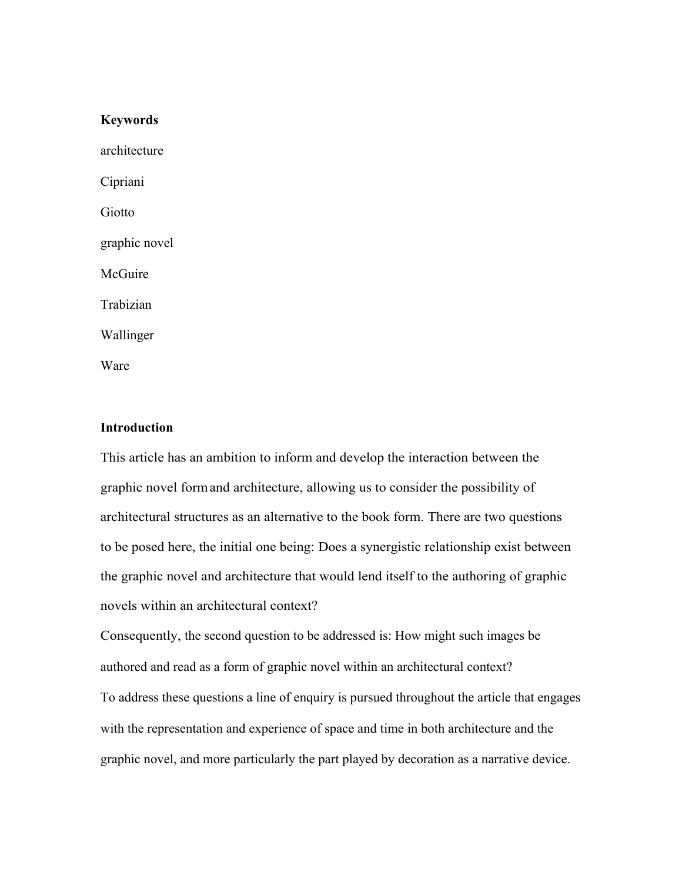**Keywords**

architecture

Cipriani

Giotto

graphic novel

McGuire

Trabizian

Wallinger

Ware

**Introduction**

This article has an ambition to inform and develop the interaction between the graphic novel form and architecture, allowing us to consider the possibility of architectural structures as an alternative to the book form. There are two questions to be posed here, the initial one being: Does a synergistic relationship exist between the graphic novel and architecture that would lend itself to the authoring of graphic novels within an architectural context?

Consequently, the second question to be addressed is: How might such images be authored and read as a form of graphic novel within an architectural context?

To address these questions a line of enquiry is pursued throughout the article that engages with the representation and experience of space and time in both architecture and the graphic novel, and more particularly the part played by decoration as a narrative device.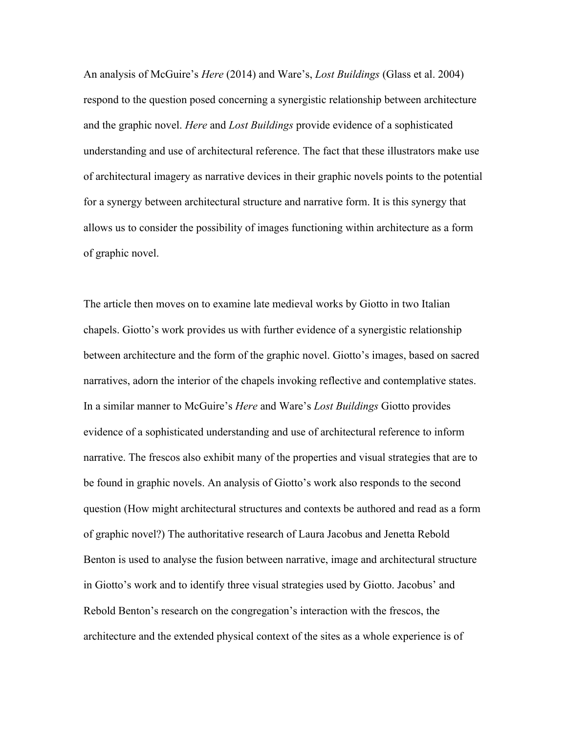An analysis of McGuire's *Here* (2014) and Ware's, *Lost Buildings* (Glass et al. 2004) respond to the question posed concerning a synergistic relationship between architecture and the graphic novel. *Here* and *Lost Buildings* provide evidence of a sophisticated understanding and use of architectural reference. The fact that these illustrators make use of architectural imagery as narrative devices in their graphic novels points to the potential for a synergy between architectural structure and narrative form. It is this synergy that allows us to consider the possibility of images functioning within architecture as a form of graphic novel.

The article then moves on to examine late medieval works by Giotto in two Italian chapels. Giotto's work provides us with further evidence of a synergistic relationship between architecture and the form of the graphic novel. Giotto's images, based on sacred narratives, adorn the interior of the chapels invoking reflective and contemplative states. In a similar manner to McGuire's *Here* and Ware's *Lost Buildings* Giotto provides evidence of a sophisticated understanding and use of architectural reference to inform narrative. The frescos also exhibit many of the properties and visual strategies that are to be found in graphic novels. An analysis of Giotto's work also responds to the second question (How might architectural structures and contexts be authored and read as a form of graphic novel?) The authoritative research of Laura Jacobus and Jenetta Rebold Benton is used to analyse the fusion between narrative, image and architectural structure in Giotto's work and to identify three visual strategies used by Giotto. Jacobus' and Rebold Benton's research on the congregation's interaction with the frescos, the architecture and the extended physical context of the sites as a whole experience is of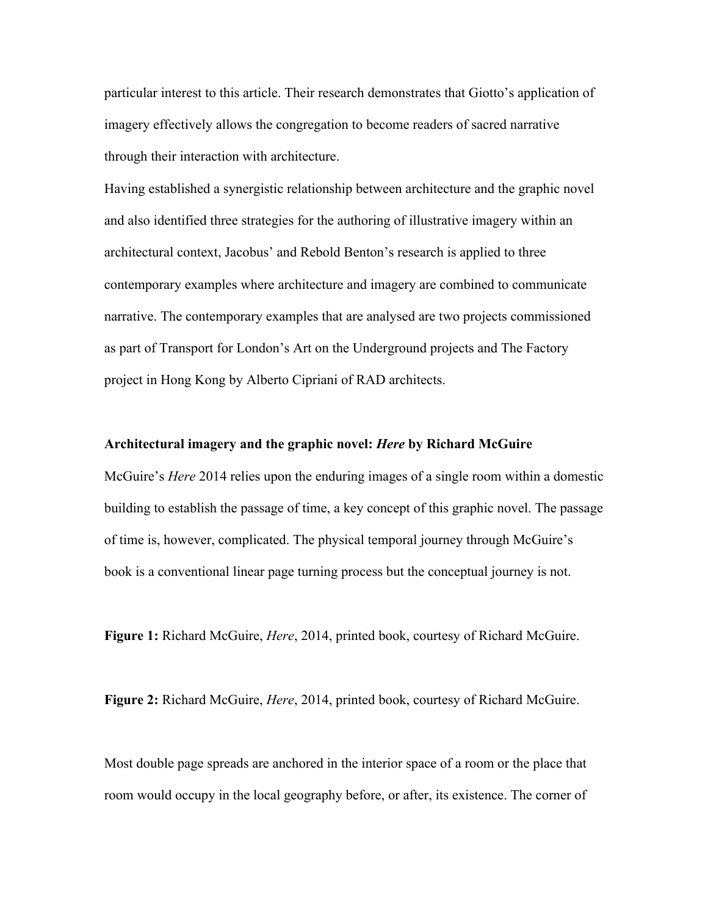particular interest to this article. Their research demonstrates that Giotto's application of imagery effectively allows the congregation to become readers of sacred narrative through their interaction with architecture.

Having established a synergistic relationship between architecture and the graphic novel and also identified three strategies for the authoring of illustrative imagery within an architectural context, Jacobus' and Rebold Benton's research is applied to three contemporary examples where architecture and imagery are combined to communicate narrative. The contemporary examples that are analysed are two projects commissioned as part of Transport for London's Art on the Underground projects and The Factory project in Hong Kong by Alberto Cipriani of RAD architects.

**Architectural imagery and the graphic novel: *Here* by Richard McGuire**

McGuire's *Here* 2014 relies upon the enduring images of a single room within a domestic building to establish the passage of time, a key concept of this graphic novel. The passage of time is, however, complicated. The physical temporal journey through McGuire's book is a conventional linear page turning process but the conceptual journey is not.

**Figure 1:** Richard McGuire, *Here*, 2014, printed book, courtesy of Richard McGuire.

**Figure 2:** Richard McGuire, *Here*, 2014, printed book, courtesy of Richard McGuire.

Most double page spreads are anchored in the interior space of a room or the place that room would occupy in the local geography before, or after, its existence. The corner of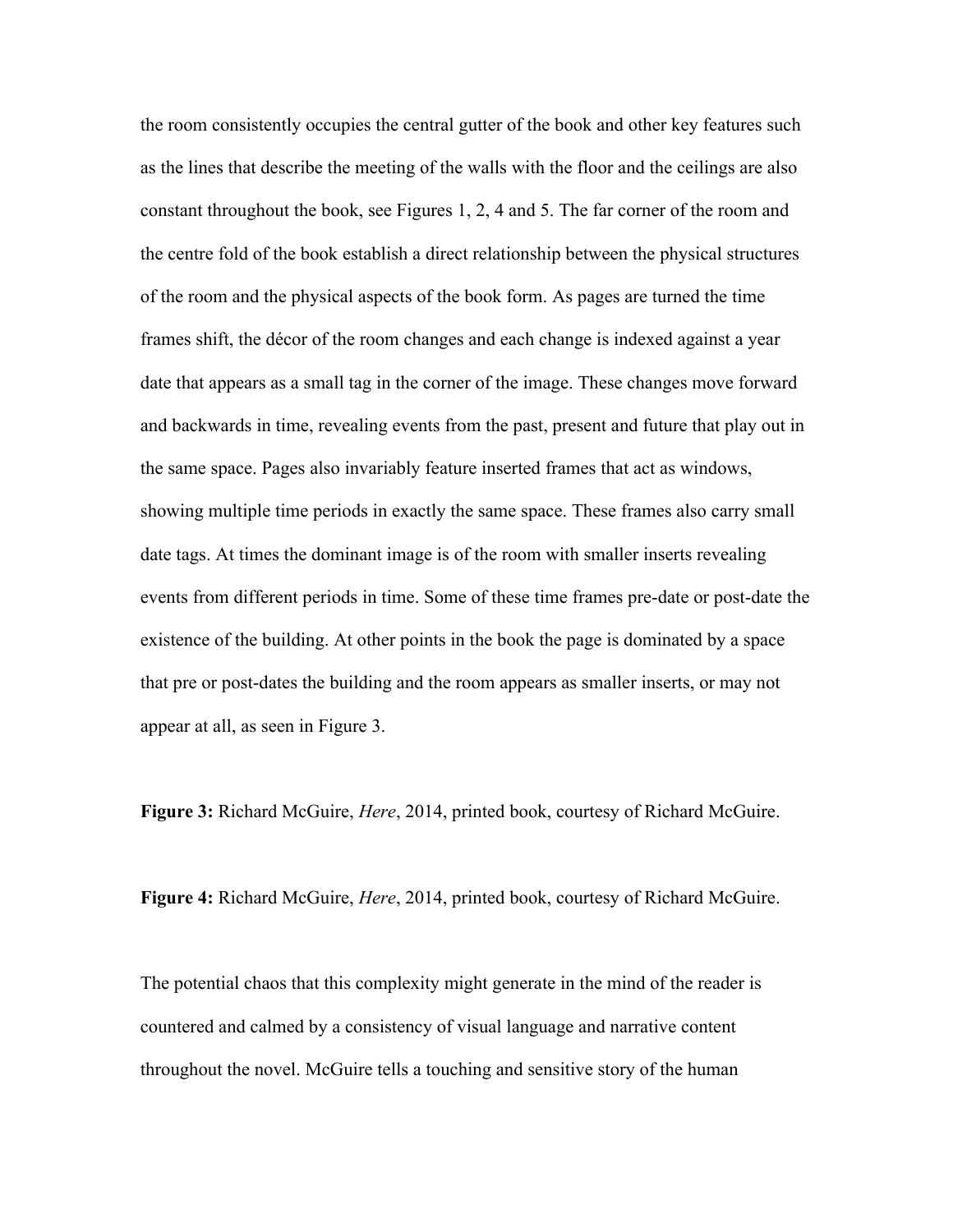the room consistently occupies the central gutter of the book and other key features such as the lines that describe the meeting of the walls with the floor and the ceilings are also constant throughout the book, see Figures 1, 2, 4 and 5. The far corner of the room and the centre fold of the book establish a direct relationship between the physical structures of the room and the physical aspects of the book form. As pages are turned the time frames shift, the décor of the room changes and each change is indexed against a year date that appears as a small tag in the corner of the image. These changes move forward and backwards in time, revealing events from the past, present and future that play out in the same space. Pages also invariably feature inserted frames that act as windows, showing multiple time periods in exactly the same space. These frames also carry small date tags. At times the dominant image is of the room with smaller inserts revealing events from different periods in time. Some of these time frames pre-date or post-date the existence of the building. At other points in the book the page is dominated by a space that pre or post-dates the building and the room appears as smaller inserts, or may not appear at all, as seen in Figure 3.

**Figure 3:** Richard McGuire, *Here*, 2014, printed book, courtesy of Richard McGuire.

**Figure 4:** Richard McGuire, *Here*, 2014, printed book, courtesy of Richard McGuire.

The potential chaos that this complexity might generate in the mind of the reader is countered and calmed by a consistency of visual language and narrative content throughout the novel. McGuire tells a touching and sensitive story of the human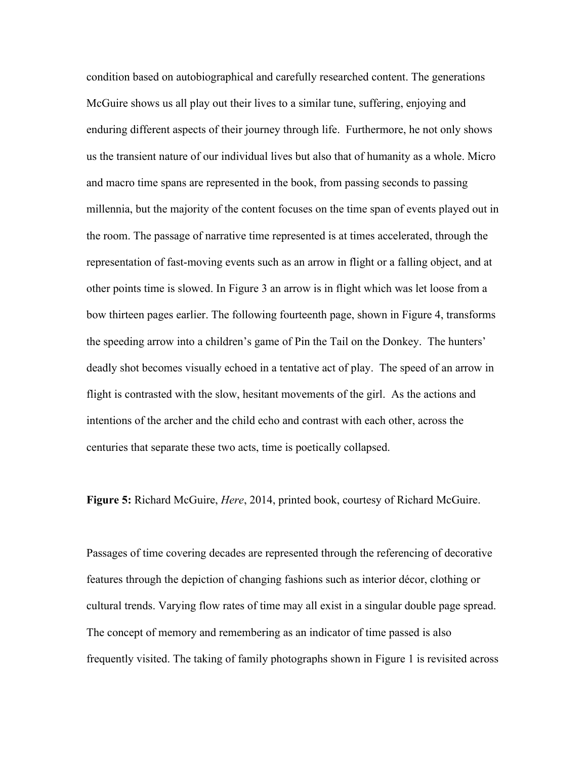condition based on autobiographical and carefully researched content. The generations McGuire shows us all play out their lives to a similar tune, suffering, enjoying and enduring different aspects of their journey through life. Furthermore, he not only shows us the transient nature of our individual lives but also that of humanity as a whole. Micro and macro time spans are represented in the book, from passing seconds to passing millennia, but the majority of the content focuses on the time span of events played out in the room. The passage of narrative time represented is at times accelerated, through the representation of fast-moving events such as an arrow in flight or a falling object, and at other points time is slowed. In Figure 3 an arrow is in flight which was let loose from a bow thirteen pages earlier. The following fourteenth page, shown in Figure 4, transforms the speeding arrow into a children's game of Pin the Tail on the Donkey. The hunters' deadly shot becomes visually echoed in a tentative act of play. The speed of an arrow in flight is contrasted with the slow, hesitant movements of the girl. As the actions and intentions of the archer and the child echo and contrast with each other, across the centuries that separate these two acts, time is poetically collapsed.

**Figure 5:** Richard McGuire, *Here*, 2014, printed book, courtesy of Richard McGuire.

Passages of time covering decades are represented through the referencing of decorative features through the depiction of changing fashions such as interior décor, clothing or cultural trends. Varying flow rates of time may all exist in a singular double page spread. The concept of memory and remembering as an indicator of time passed is also frequently visited. The taking of family photographs shown in Figure 1 is revisited across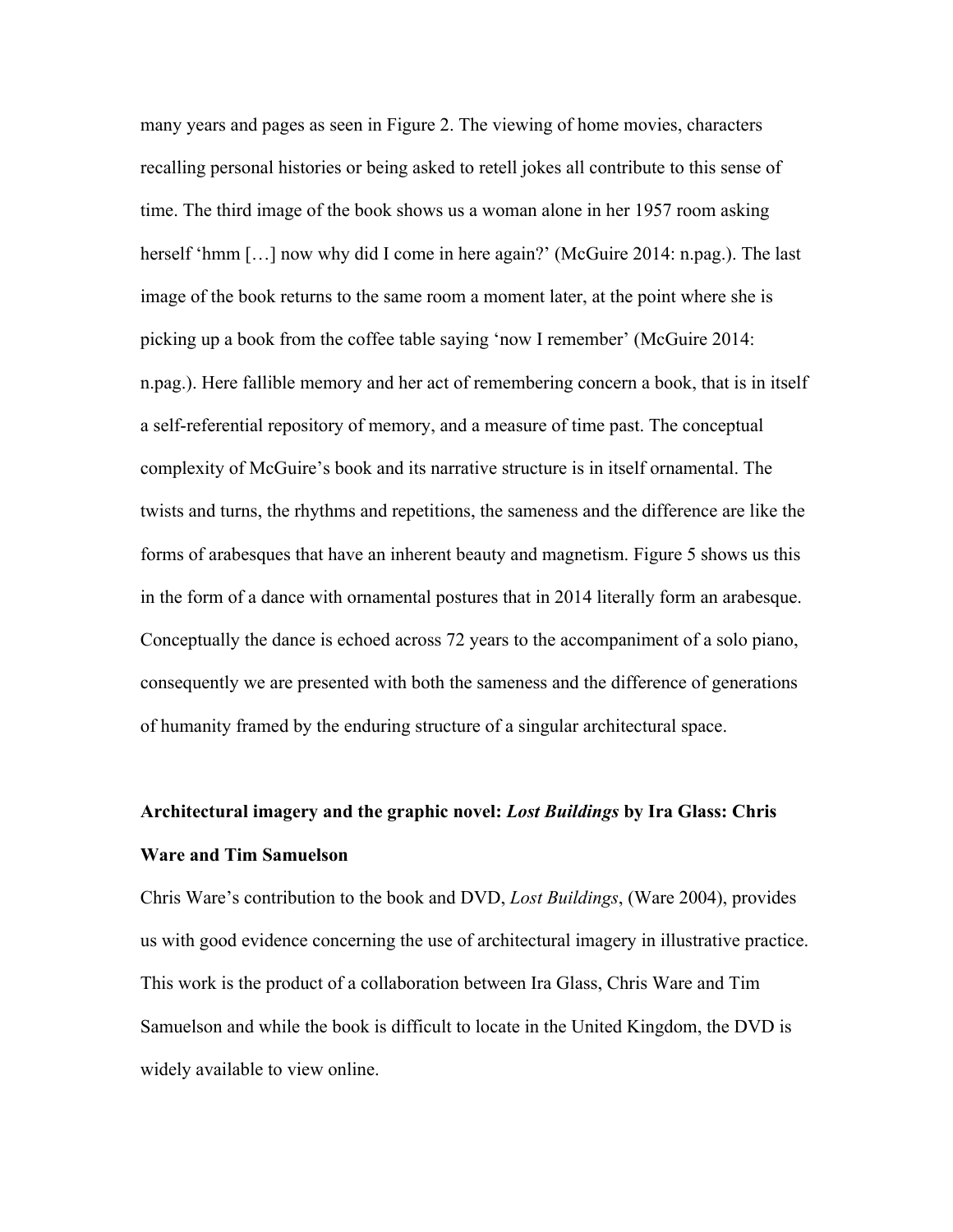many years and pages as seen in Figure 2. The viewing of home movies, characters recalling personal histories or being asked to retell jokes all contribute to this sense of time. The third image of the book shows us a woman alone in her 1957 room asking herself 'hmm […] now why did I come in here again?' (McGuire 2014: n.pag.). The last image of the book returns to the same room a moment later, at the point where she is picking up a book from the coffee table saying 'now I remember' (McGuire 2014: n.pag.). Here fallible memory and her act of remembering concern a book, that is in itself a self-referential repository of memory, and a measure of time past. The conceptual complexity of McGuire's book and its narrative structure is in itself ornamental. The twists and turns, the rhythms and repetitions, the sameness and the difference are like the forms of arabesques that have an inherent beauty and magnetism. Figure 5 shows us this in the form of a dance with ornamental postures that in 2014 literally form an arabesque. Conceptually the dance is echoed across 72 years to the accompaniment of a solo piano, consequently we are presented with both the sameness and the difference of generations of humanity framed by the enduring structure of a singular architectural space.

## Architectural imagery and the graphic novel: *Lost Buildings* by Ira Glass: Chris Ware and Tim Samuelson

Chris Ware's contribution to the book and DVD, *Lost Buildings*, (Ware 2004), provides us with good evidence concerning the use of architectural imagery in illustrative practice. This work is the product of a collaboration between Ira Glass, Chris Ware and Tim Samuelson and while the book is difficult to locate in the United Kingdom, the DVD is widely available to view online.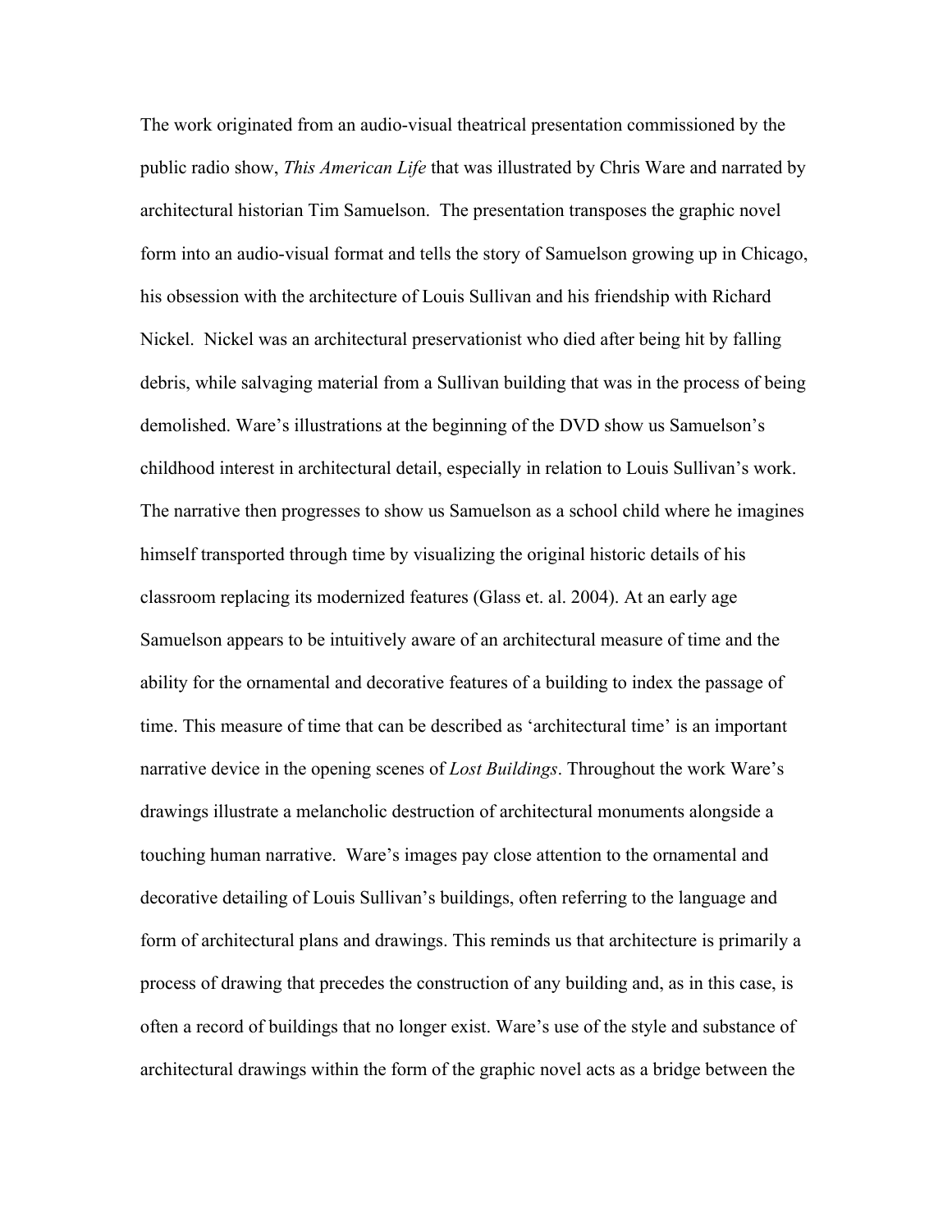The work originated from an audio-visual theatrical presentation commissioned by the public radio show, *This American Life* that was illustrated by Chris Ware and narrated by architectural historian Tim Samuelson. The presentation transposes the graphic novel form into an audio-visual format and tells the story of Samuelson growing up in Chicago, his obsession with the architecture of Louis Sullivan and his friendship with Richard Nickel. Nickel was an architectural preservationist who died after being hit by falling debris, while salvaging material from a Sullivan building that was in the process of being demolished. Ware's illustrations at the beginning of the DVD show us Samuelson's childhood interest in architectural detail, especially in relation to Louis Sullivan's work. The narrative then progresses to show us Samuelson as a school child where he imagines himself transported through time by visualizing the original historic details of his classroom replacing its modernized features (Glass et. al. 2004). At an early age Samuelson appears to be intuitively aware of an architectural measure of time and the ability for the ornamental and decorative features of a building to index the passage of time. This measure of time that can be described as 'architectural time' is an important narrative device in the opening scenes of *Lost Buildings*. Throughout the work Ware's drawings illustrate a melancholic destruction of architectural monuments alongside a touching human narrative. Ware's images pay close attention to the ornamental and decorative detailing of Louis Sullivan's buildings, often referring to the language and form of architectural plans and drawings. This reminds us that architecture is primarily a process of drawing that precedes the construction of any building and, as in this case, is often a record of buildings that no longer exist. Ware's use of the style and substance of architectural drawings within the form of the graphic novel acts as a bridge between the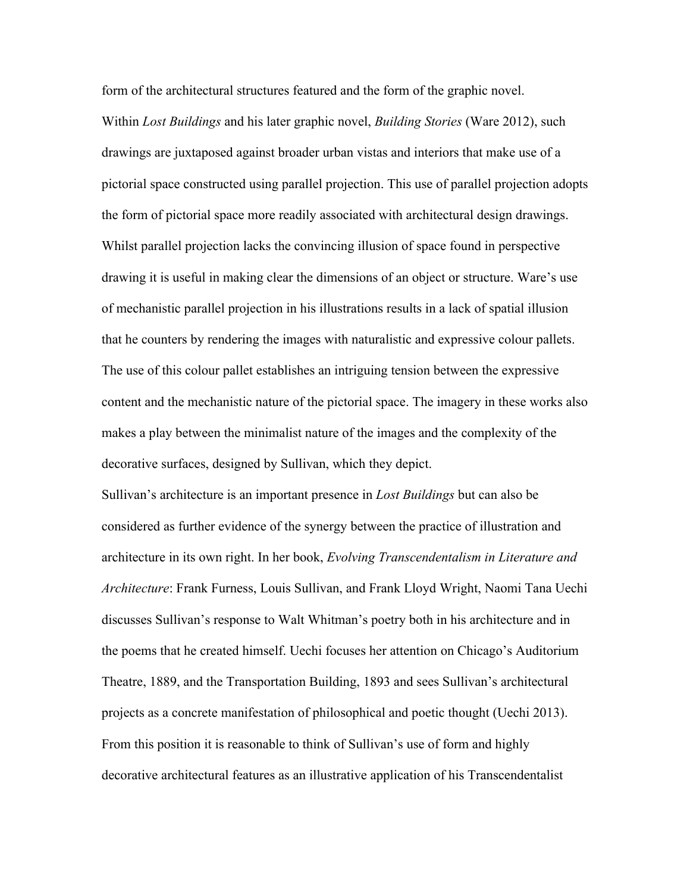form of the architectural structures featured and the form of the graphic novel.

Within *Lost Buildings* and his later graphic novel, *Building Stories* (Ware 2012), such drawings are juxtaposed against broader urban vistas and interiors that make use of a pictorial space constructed using parallel projection. This use of parallel projection adopts the form of pictorial space more readily associated with architectural design drawings. Whilst parallel projection lacks the convincing illusion of space found in perspective drawing it is useful in making clear the dimensions of an object or structure. Ware's use of mechanistic parallel projection in his illustrations results in a lack of spatial illusion that he counters by rendering the images with naturalistic and expressive colour pallets. The use of this colour pallet establishes an intriguing tension between the expressive content and the mechanistic nature of the pictorial space. The imagery in these works also makes a play between the minimalist nature of the images and the complexity of the decorative surfaces, designed by Sullivan, which they depict.

Sullivan's architecture is an important presence in *Lost Buildings* but can also be considered as further evidence of the synergy between the practice of illustration and architecture in its own right. In her book, *Evolving Transcendentalism in Literature and Architecture*: Frank Furness, Louis Sullivan, and Frank Lloyd Wright, Naomi Tana Uechi discusses Sullivan's response to Walt Whitman's poetry both in his architecture and in the poems that he created himself. Uechi focuses her attention on Chicago's Auditorium Theatre, 1889, and the Transportation Building, 1893 and sees Sullivan's architectural projects as a concrete manifestation of philosophical and poetic thought (Uechi 2013). From this position it is reasonable to think of Sullivan's use of form and highly decorative architectural features as an illustrative application of his Transcendentalist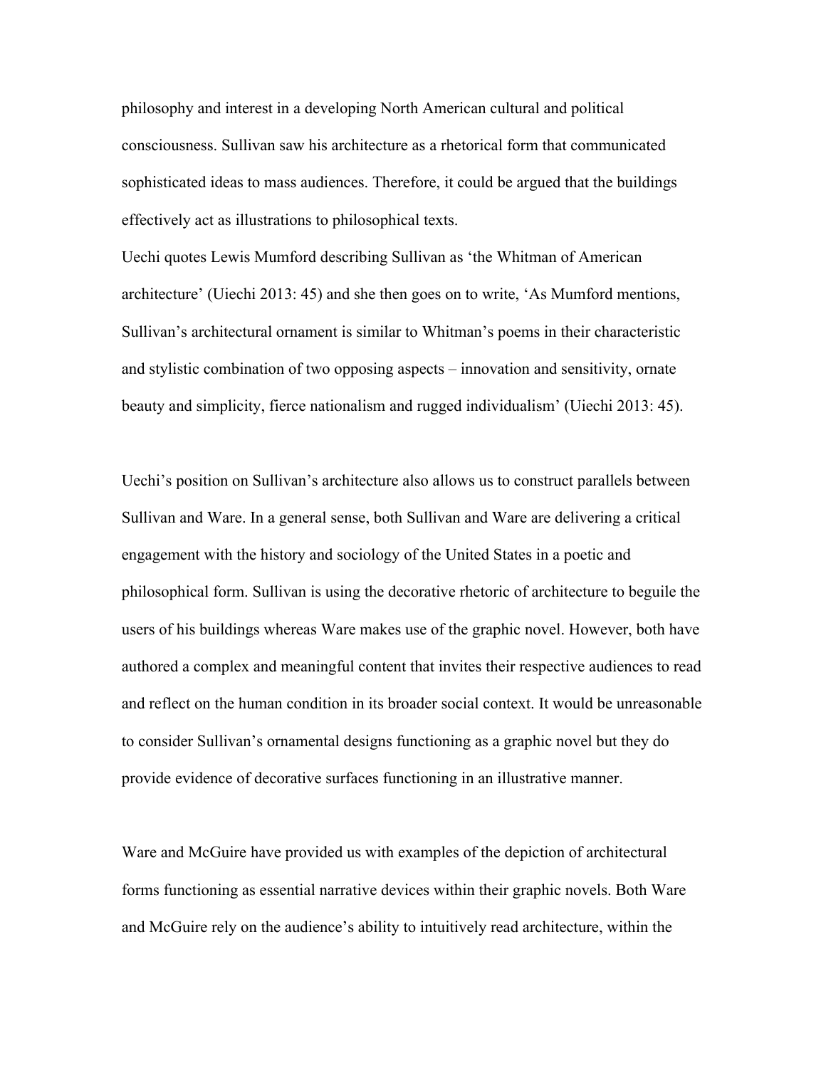philosophy and interest in a developing North American cultural and political consciousness. Sullivan saw his architecture as a rhetorical form that communicated sophisticated ideas to mass audiences. Therefore, it could be argued that the buildings effectively act as illustrations to philosophical texts.

Uechi quotes Lewis Mumford describing Sullivan as 'the Whitman of American architecture' (Uiechi 2013: 45) and she then goes on to write, 'As Mumford mentions, Sullivan's architectural ornament is similar to Whitman's poems in their characteristic and stylistic combination of two opposing aspects – innovation and sensitivity, ornate beauty and simplicity, fierce nationalism and rugged individualism' (Uiechi 2013: 45).

Uechi's position on Sullivan's architecture also allows us to construct parallels between Sullivan and Ware. In a general sense, both Sullivan and Ware are delivering a critical engagement with the history and sociology of the United States in a poetic and philosophical form. Sullivan is using the decorative rhetoric of architecture to beguile the users of his buildings whereas Ware makes use of the graphic novel. However, both have authored a complex and meaningful content that invites their respective audiences to read and reflect on the human condition in its broader social context. It would be unreasonable to consider Sullivan's ornamental designs functioning as a graphic novel but they do provide evidence of decorative surfaces functioning in an illustrative manner.

Ware and McGuire have provided us with examples of the depiction of architectural forms functioning as essential narrative devices within their graphic novels. Both Ware and McGuire rely on the audience's ability to intuitively read architecture, within the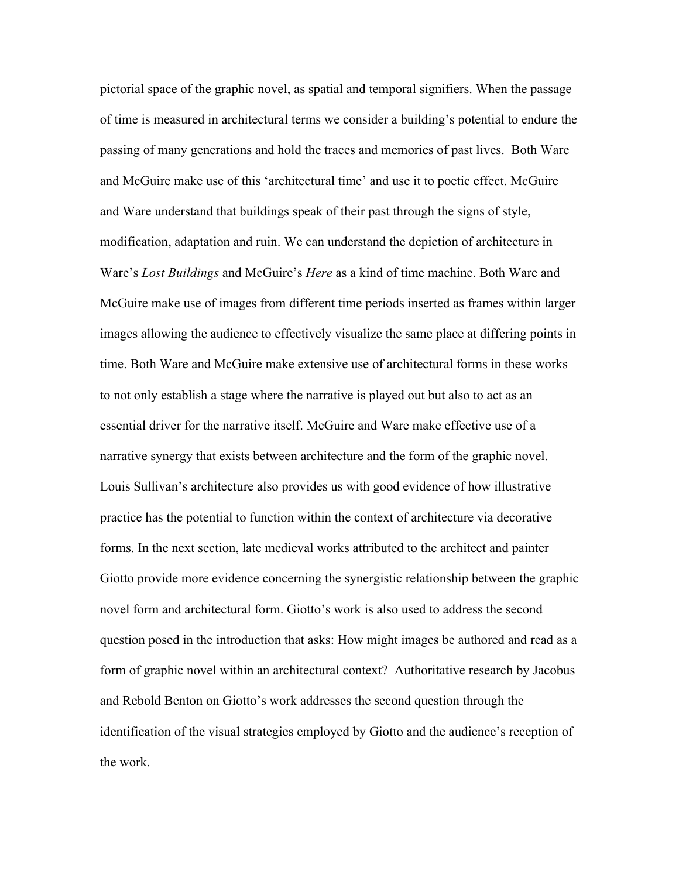pictorial space of the graphic novel, as spatial and temporal signifiers. When the passage of time is measured in architectural terms we consider a building's potential to endure the passing of many generations and hold the traces and memories of past lives. Both Ware and McGuire make use of this 'architectural time' and use it to poetic effect. McGuire and Ware understand that buildings speak of their past through the signs of style, modification, adaptation and ruin. We can understand the depiction of architecture in Ware's *Lost Buildings* and McGuire's *Here* as a kind of time machine. Both Ware and McGuire make use of images from different time periods inserted as frames within larger images allowing the audience to effectively visualize the same place at differing points in time. Both Ware and McGuire make extensive use of architectural forms in these works to not only establish a stage where the narrative is played out but also to act as an essential driver for the narrative itself. McGuire and Ware make effective use of a narrative synergy that exists between architecture and the form of the graphic novel. Louis Sullivan's architecture also provides us with good evidence of how illustrative practice has the potential to function within the context of architecture via decorative forms. In the next section, late medieval works attributed to the architect and painter Giotto provide more evidence concerning the synergistic relationship between the graphic novel form and architectural form. Giotto's work is also used to address the second question posed in the introduction that asks: How might images be authored and read as a form of graphic novel within an architectural context? Authoritative research by Jacobus and Rebold Benton on Giotto's work addresses the second question through the identification of the visual strategies employed by Giotto and the audience's reception of the work.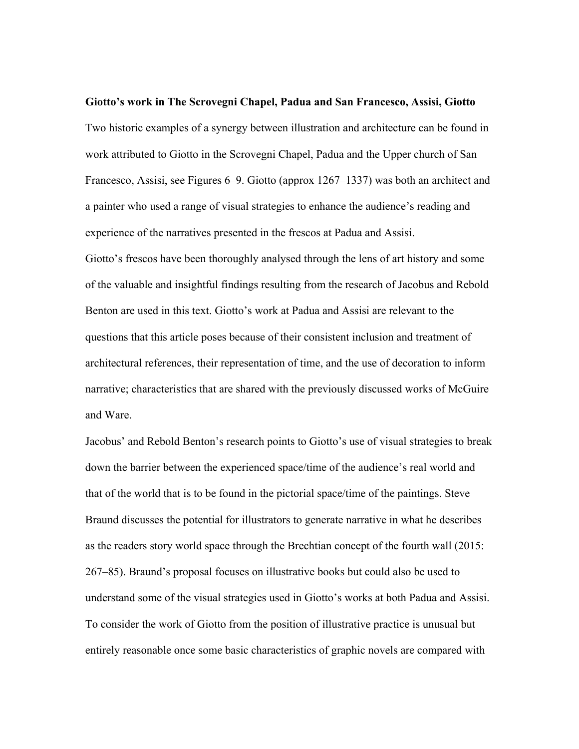**Giotto's work in The Scrovegni Chapel, Padua and San Francesco, Assisi, Giotto**

Two historic examples of a synergy between illustration and architecture can be found in work attributed to Giotto in the Scrovegni Chapel, Padua and the Upper church of San Francesco, Assisi, see Figures 6–9. Giotto (approx 1267–1337) was both an architect and a painter who used a range of visual strategies to enhance the audience's reading and experience of the narratives presented in the frescos at Padua and Assisi.

Giotto's frescos have been thoroughly analysed through the lens of art history and some of the valuable and insightful findings resulting from the research of Jacobus and Rebold Benton are used in this text. Giotto's work at Padua and Assisi are relevant to the questions that this article poses because of their consistent inclusion and treatment of architectural references, their representation of time, and the use of decoration to inform narrative; characteristics that are shared with the previously discussed works of McGuire and Ware.

Jacobus' and Rebold Benton's research points to Giotto's use of visual strategies to break down the barrier between the experienced space/time of the audience's real world and that of the world that is to be found in the pictorial space/time of the paintings. Steve Braund discusses the potential for illustrators to generate narrative in what he describes as the readers story world space through the Brechtian concept of the fourth wall (2015: 267–85). Braund's proposal focuses on illustrative books but could also be used to understand some of the visual strategies used in Giotto's works at both Padua and Assisi. To consider the work of Giotto from the position of illustrative practice is unusual but entirely reasonable once some basic characteristics of graphic novels are compared with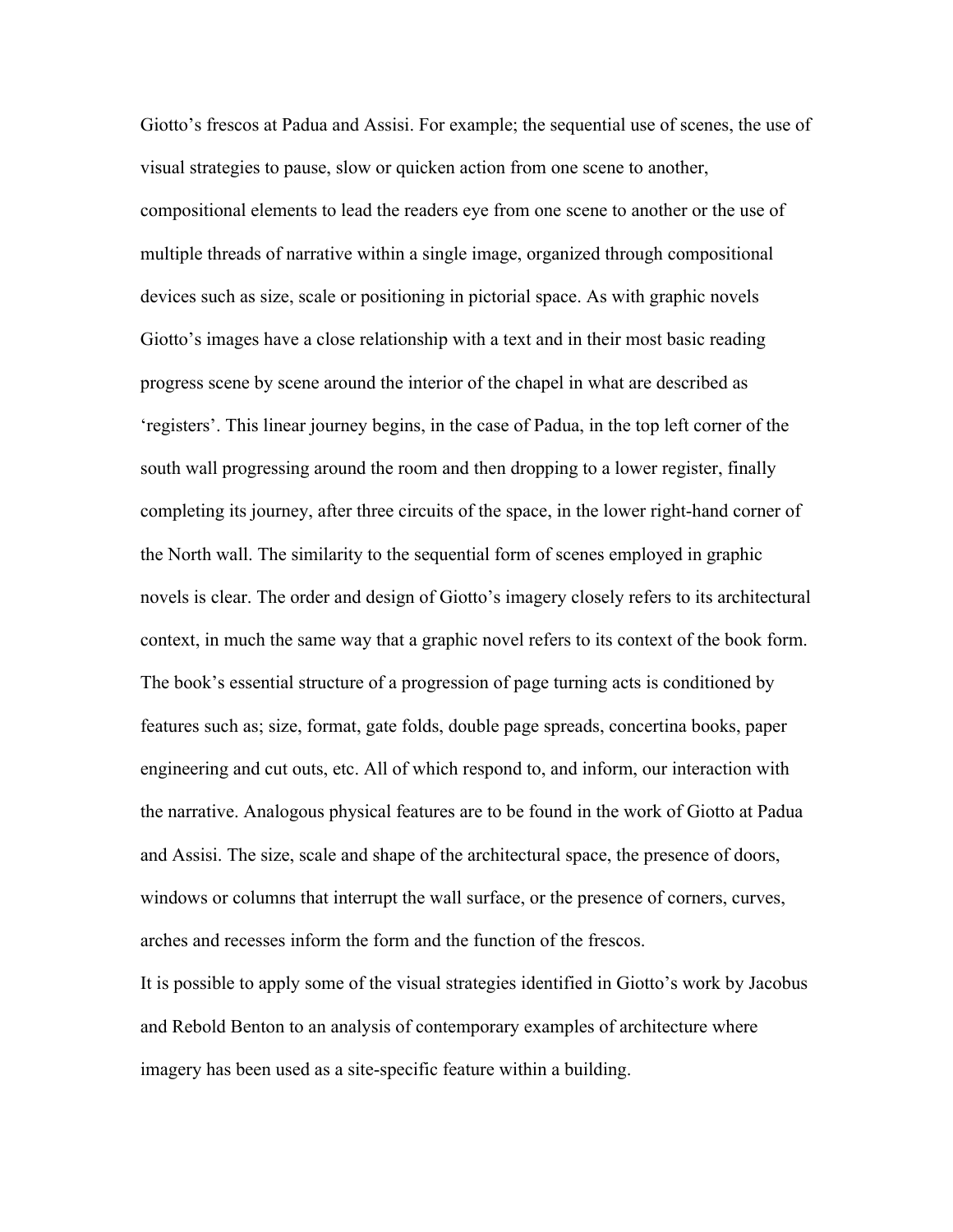Giotto's frescos at Padua and Assisi. For example; the sequential use of scenes, the use of visual strategies to pause, slow or quicken action from one scene to another, compositional elements to lead the readers eye from one scene to another or the use of multiple threads of narrative within a single image, organized through compositional devices such as size, scale or positioning in pictorial space. As with graphic novels Giotto's images have a close relationship with a text and in their most basic reading progress scene by scene around the interior of the chapel in what are described as 'registers'. This linear journey begins, in the case of Padua, in the top left corner of the south wall progressing around the room and then dropping to a lower register, finally completing its journey, after three circuits of the space, in the lower right-hand corner of the North wall. The similarity to the sequential form of scenes employed in graphic novels is clear. The order and design of Giotto's imagery closely refers to its architectural context, in much the same way that a graphic novel refers to its context of the book form. The book's essential structure of a progression of page turning acts is conditioned by features such as; size, format, gate folds, double page spreads, concertina books, paper engineering and cut outs, etc. All of which respond to, and inform, our interaction with the narrative. Analogous physical features are to be found in the work of Giotto at Padua and Assisi. The size, scale and shape of the architectural space, the presence of doors, windows or columns that interrupt the wall surface, or the presence of corners, curves, arches and recesses inform the form and the function of the frescos.

It is possible to apply some of the visual strategies identified in Giotto's work by Jacobus and Rebold Benton to an analysis of contemporary examples of architecture where imagery has been used as a site-specific feature within a building.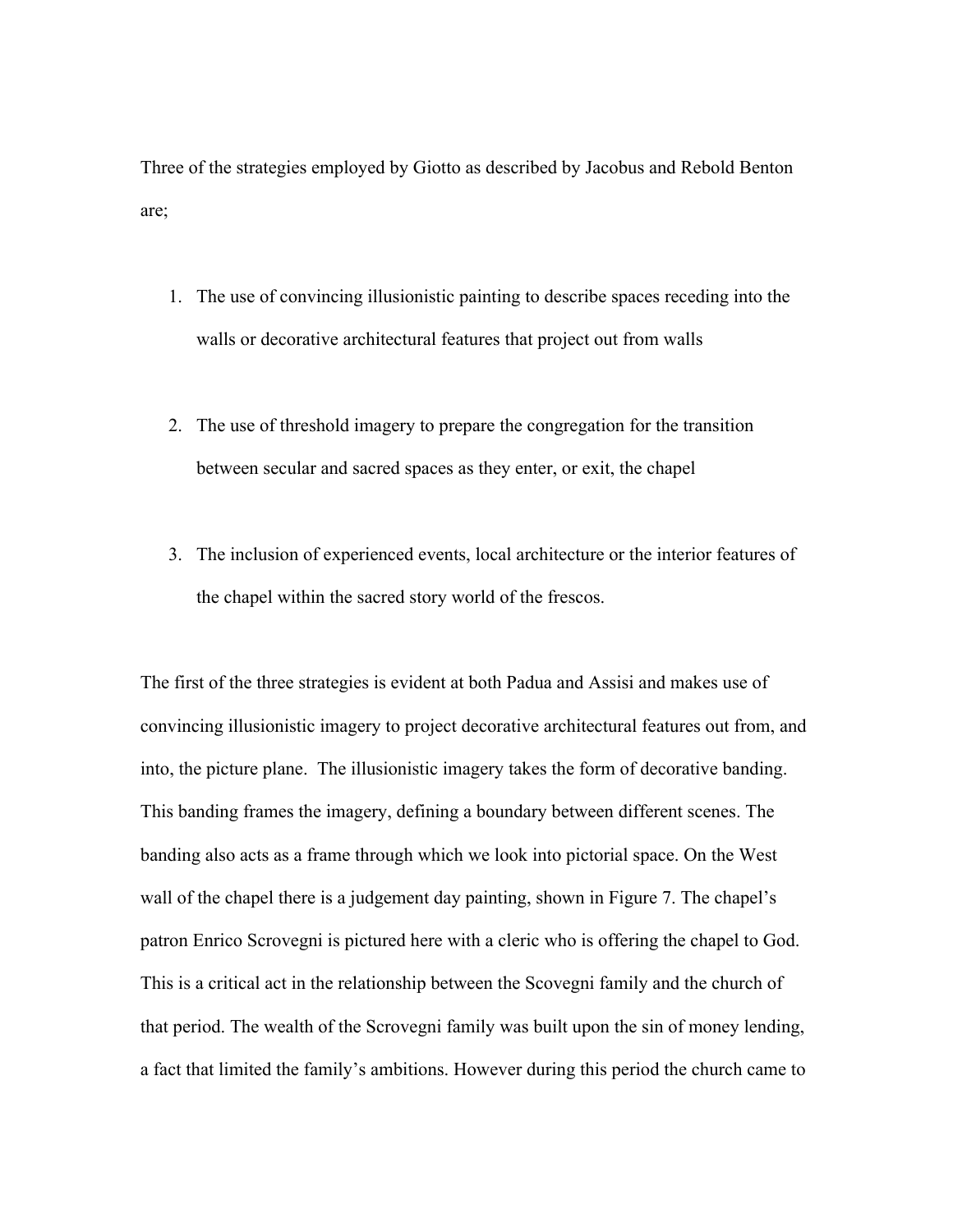Three of the strategies employed by Giotto as described by Jacobus and Rebold Benton are;

1. The use of convincing illusionistic painting to describe spaces receding into the walls or decorative architectural features that project out from walls

2. The use of threshold imagery to prepare the congregation for the transition between secular and sacred spaces as they enter, or exit, the chapel

3. The inclusion of experienced events, local architecture or the interior features of the chapel within the sacred story world of the frescos.

The first of the three strategies is evident at both Padua and Assisi and makes use of convincing illusionistic imagery to project decorative architectural features out from, and into, the picture plane. The illusionistic imagery takes the form of decorative banding. This banding frames the imagery, defining a boundary between different scenes. The banding also acts as a frame through which we look into pictorial space. On the West wall of the chapel there is a judgement day painting, shown in Figure 7. The chapel's patron Enrico Scrovegni is pictured here with a cleric who is offering the chapel to God. This is a critical act in the relationship between the Scovegni family and the church of that period. The wealth of the Scrovegni family was built upon the sin of money lending, a fact that limited the family's ambitions. However during this period the church came to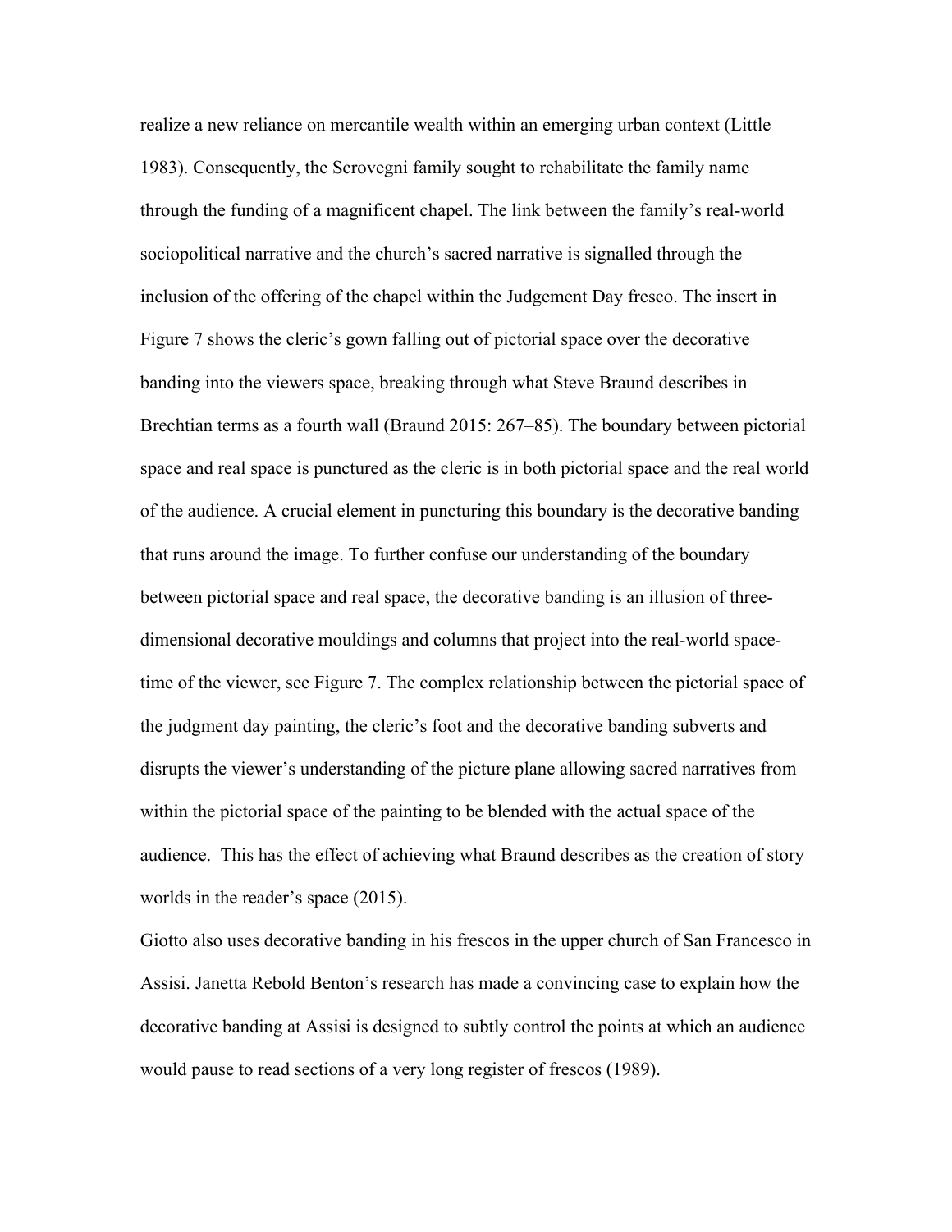realize a new reliance on mercantile wealth within an emerging urban context (Little 1983). Consequently, the Scrovegni family sought to rehabilitate the family name through the funding of a magnificent chapel. The link between the family's real-world sociopolitical narrative and the church's sacred narrative is signalled through the inclusion of the offering of the chapel within the Judgement Day fresco. The insert in Figure 7 shows the cleric's gown falling out of pictorial space over the decorative banding into the viewers space, breaking through what Steve Braund describes in Brechtian terms as a fourth wall (Braund 2015: 267–85). The boundary between pictorial space and real space is punctured as the cleric is in both pictorial space and the real world of the audience. A crucial element in puncturing this boundary is the decorative banding that runs around the image. To further confuse our understanding of the boundary between pictorial space and real space, the decorative banding is an illusion of three-dimensional decorative mouldings and columns that project into the real-world space-time of the viewer, see Figure 7. The complex relationship between the pictorial space of the judgment day painting, the cleric's foot and the decorative banding subverts and disrupts the viewer's understanding of the picture plane allowing sacred narratives from within the pictorial space of the painting to be blended with the actual space of the audience. This has the effect of achieving what Braund describes as the creation of story worlds in the reader's space (2015).

Giotto also uses decorative banding in his frescos in the upper church of San Francesco in Assisi. Janetta Rebold Benton's research has made a convincing case to explain how the decorative banding at Assisi is designed to subtly control the points at which an audience would pause to read sections of a very long register of frescos (1989).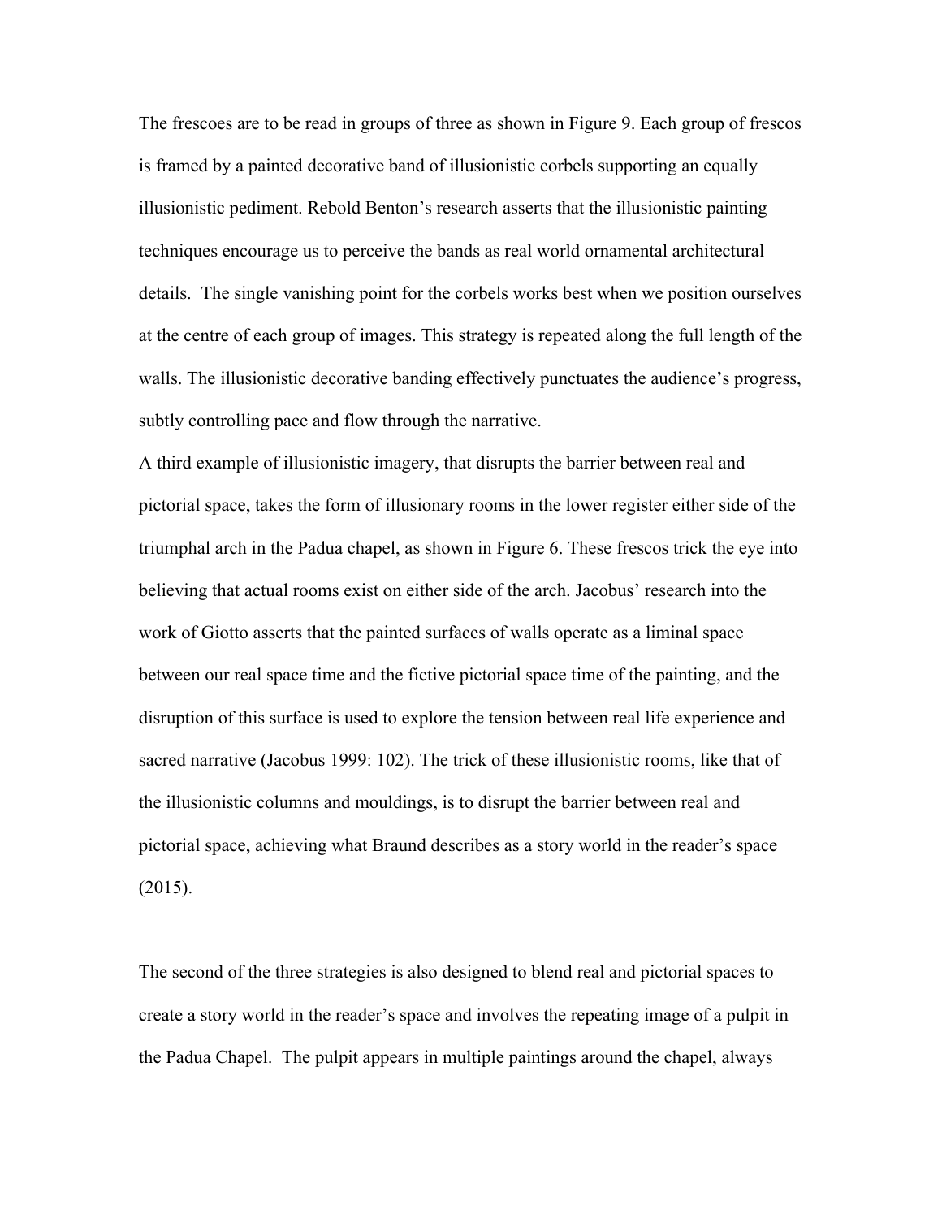The frescoes are to be read in groups of three as shown in Figure 9. Each group of frescos is framed by a painted decorative band of illusionistic corbels supporting an equally illusionistic pediment. Rebold Benton's research asserts that the illusionistic painting techniques encourage us to perceive the bands as real world ornamental architectural details. The single vanishing point for the corbels works best when we position ourselves at the centre of each group of images. This strategy is repeated along the full length of the walls. The illusionistic decorative banding effectively punctuates the audience's progress, subtly controlling pace and flow through the narrative.

A third example of illusionistic imagery, that disrupts the barrier between real and pictorial space, takes the form of illusionary rooms in the lower register either side of the triumphal arch in the Padua chapel, as shown in Figure 6. These frescos trick the eye into believing that actual rooms exist on either side of the arch. Jacobus' research into the work of Giotto asserts that the painted surfaces of walls operate as a liminal space between our real space time and the fictive pictorial space time of the painting, and the disruption of this surface is used to explore the tension between real life experience and sacred narrative (Jacobus 1999: 102). The trick of these illusionistic rooms, like that of the illusionistic columns and mouldings, is to disrupt the barrier between real and pictorial space, achieving what Braund describes as a story world in the reader's space (2015).

The second of the three strategies is also designed to blend real and pictorial spaces to create a story world in the reader's space and involves the repeating image of a pulpit in the Padua Chapel. The pulpit appears in multiple paintings around the chapel, always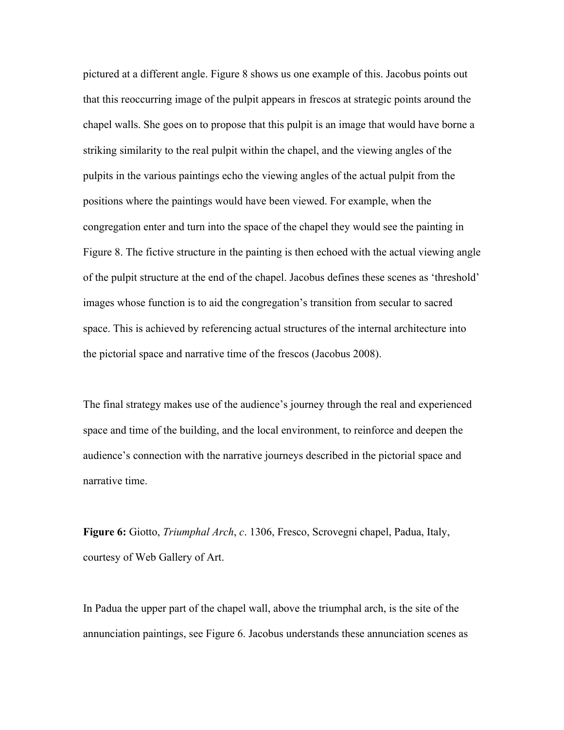pictured at a different angle. Figure 8 shows us one example of this. Jacobus points out that this reoccurring image of the pulpit appears in frescos at strategic points around the chapel walls. She goes on to propose that this pulpit is an image that would have borne a striking similarity to the real pulpit within the chapel, and the viewing angles of the pulpits in the various paintings echo the viewing angles of the actual pulpit from the positions where the paintings would have been viewed. For example, when the congregation enter and turn into the space of the chapel they would see the painting in Figure 8. The fictive structure in the painting is then echoed with the actual viewing angle of the pulpit structure at the end of the chapel. Jacobus defines these scenes as 'threshold' images whose function is to aid the congregation's transition from secular to sacred space. This is achieved by referencing actual structures of the internal architecture into the pictorial space and narrative time of the frescos (Jacobus 2008).

The final strategy makes use of the audience's journey through the real and experienced space and time of the building, and the local environment, to reinforce and deepen the audience's connection with the narrative journeys described in the pictorial space and narrative time.

**Figure 6:** Giotto, *Triumphal Arch*, *c*. 1306, Fresco, Scrovegni chapel, Padua, Italy, courtesy of Web Gallery of Art.

In Padua the upper part of the chapel wall, above the triumphal arch, is the site of the annunciation paintings, see Figure 6. Jacobus understands these annunciation scenes as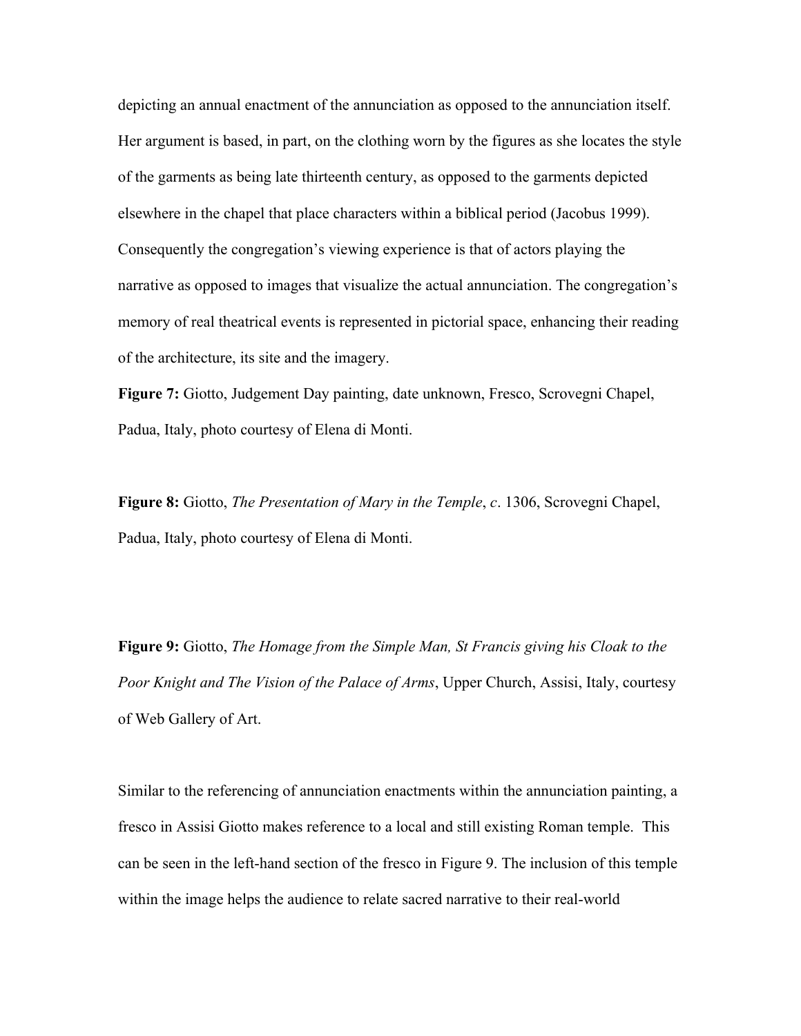depicting an annual enactment of the annunciation as opposed to the annunciation itself. Her argument is based, in part, on the clothing worn by the figures as she locates the style of the garments as being late thirteenth century, as opposed to the garments depicted elsewhere in the chapel that place characters within a biblical period (Jacobus 1999). Consequently the congregation's viewing experience is that of actors playing the narrative as opposed to images that visualize the actual annunciation. The congregation's memory of real theatrical events is represented in pictorial space, enhancing their reading of the architecture, its site and the imagery.

**Figure 7:** Giotto, Judgement Day painting, date unknown, Fresco, Scrovegni Chapel, Padua, Italy, photo courtesy of Elena di Monti.

**Figure 8:** Giotto, *The Presentation of Mary in the Temple*, *c*. 1306, Scrovegni Chapel, Padua, Italy, photo courtesy of Elena di Monti.

**Figure 9:** Giotto, *The Homage from the Simple Man, St Francis giving his Cloak to the Poor Knight and The Vision of the Palace of Arms*, Upper Church, Assisi, Italy, courtesy of Web Gallery of Art.

Similar to the referencing of annunciation enactments within the annunciation painting, a fresco in Assisi Giotto makes reference to a local and still existing Roman temple. This can be seen in the left-hand section of the fresco in Figure 9. The inclusion of this temple within the image helps the audience to relate sacred narrative to their real-world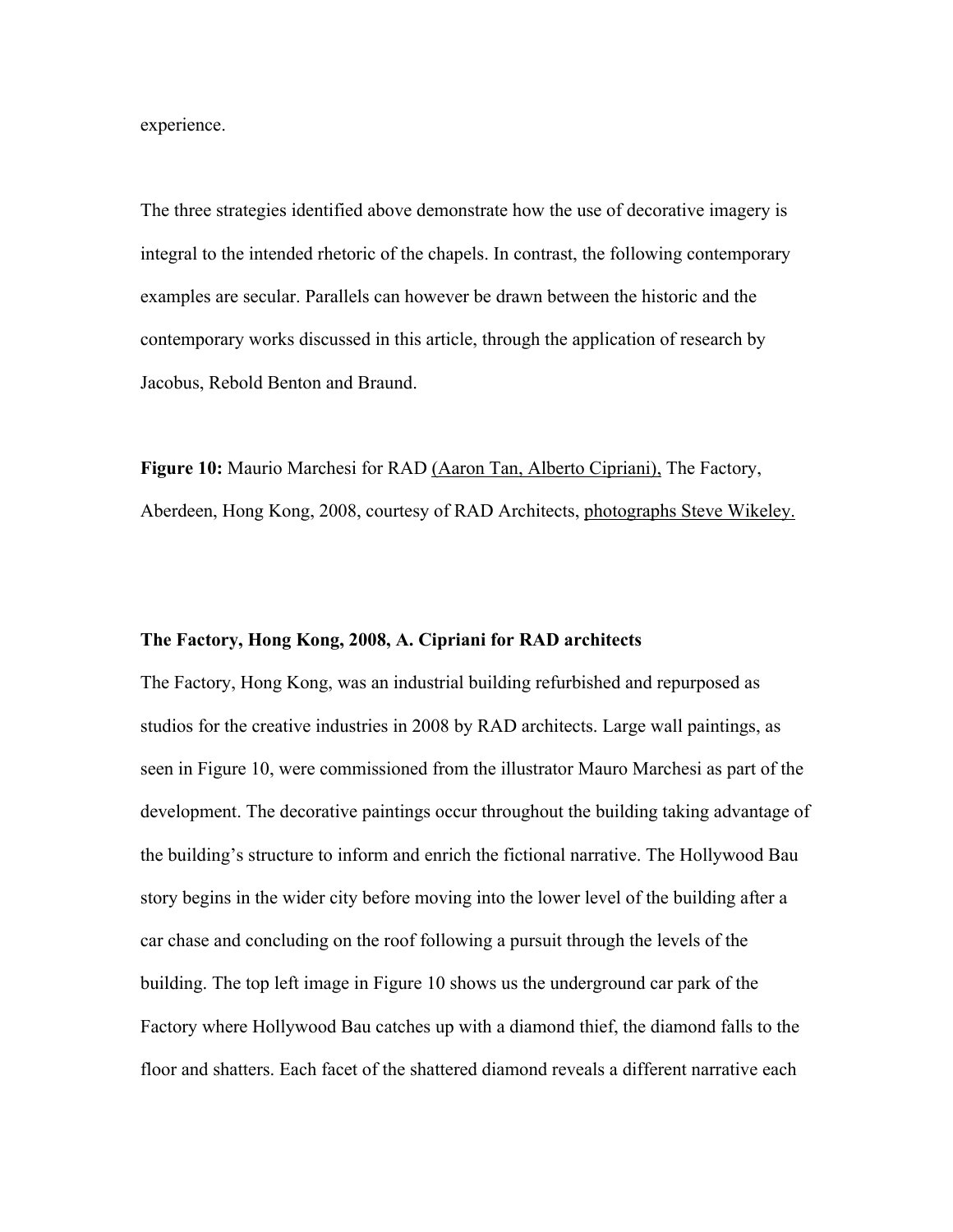experience.

The three strategies identified above demonstrate how the use of decorative imagery is integral to the intended rhetoric of the chapels. In contrast, the following contemporary examples are secular. Parallels can however be drawn between the historic and the contemporary works discussed in this article, through the application of research by Jacobus, Rebold Benton and Braund.

**Figure 10:** Maurio Marchesi for RAD (Aaron Tan, Alberto Cipriani), The Factory, Aberdeen, Hong Kong, 2008, courtesy of RAD Architects, photographs Steve Wikeley.

**The Factory, Hong Kong, 2008, A. Cipriani for RAD architects**

The Factory, Hong Kong, was an industrial building refurbished and repurposed as studios for the creative industries in 2008 by RAD architects. Large wall paintings, as seen in Figure 10, were commissioned from the illustrator Mauro Marchesi as part of the development. The decorative paintings occur throughout the building taking advantage of the building's structure to inform and enrich the fictional narrative. The Hollywood Bau story begins in the wider city before moving into the lower level of the building after a car chase and concluding on the roof following a pursuit through the levels of the building. The top left image in Figure 10 shows us the underground car park of the Factory where Hollywood Bau catches up with a diamond thief, the diamond falls to the floor and shatters. Each facet of the shattered diamond reveals a different narrative each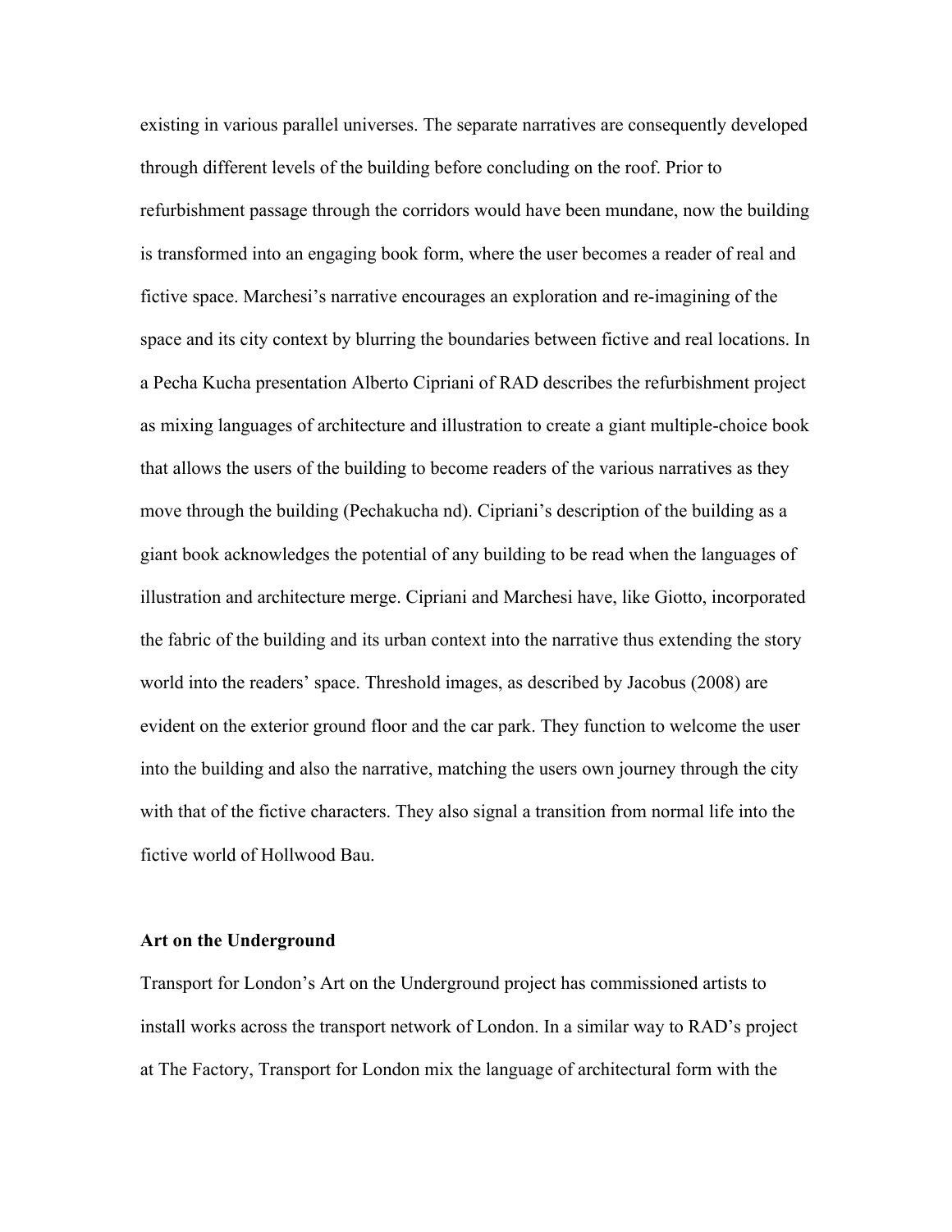existing in various parallel universes. The separate narratives are consequently developed through different levels of the building before concluding on the roof. Prior to refurbishment passage through the corridors would have been mundane, now the building is transformed into an engaging book form, where the user becomes a reader of real and fictive space. Marchesi's narrative encourages an exploration and re-imagining of the space and its city context by blurring the boundaries between fictive and real locations. In a Pecha Kucha presentation Alberto Cipriani of RAD describes the refurbishment project as mixing languages of architecture and illustration to create a giant multiple-choice book that allows the users of the building to become readers of the various narratives as they move through the building (Pechakucha nd). Cipriani's description of the building as a giant book acknowledges the potential of any building to be read when the languages of illustration and architecture merge. Cipriani and Marchesi have, like Giotto, incorporated the fabric of the building and its urban context into the narrative thus extending the story world into the readers' space. Threshold images, as described by Jacobus (2008) are evident on the exterior ground floor and the car park. They function to welcome the user into the building and also the narrative, matching the users own journey through the city with that of the fictive characters. They also signal a transition from normal life into the fictive world of Hollwood Bau.

**Art on the Underground**

Transport for London's Art on the Underground project has commissioned artists to install works across the transport network of London. In a similar way to RAD's project at The Factory, Transport for London mix the language of architectural form with the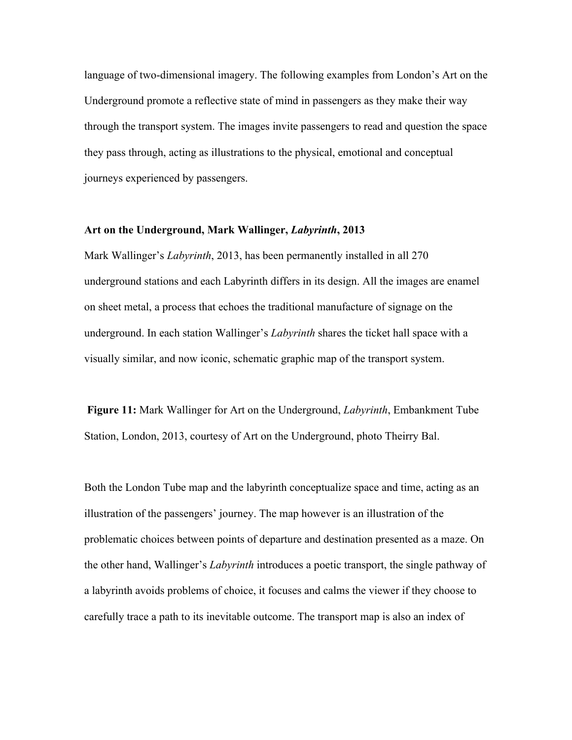language of two-dimensional imagery. The following examples from London's Art on the Underground promote a reflective state of mind in passengers as they make their way through the transport system. The images invite passengers to read and question the space they pass through, acting as illustrations to the physical, emotional and conceptual journeys experienced by passengers.

**Art on the Underground, Mark Wallinger, *Labyrinth*, 2013**

Mark Wallinger's *Labyrinth*, 2013, has been permanently installed in all 270 underground stations and each Labyrinth differs in its design. All the images are enamel on sheet metal, a process that echoes the traditional manufacture of signage on the underground. In each station Wallinger's *Labyrinth* shares the ticket hall space with a visually similar, and now iconic, schematic graphic map of the transport system.

**Figure 11:** Mark Wallinger for Art on the Underground, *Labyrinth*, Embankment Tube Station, London, 2013, courtesy of Art on the Underground, photo Theirry Bal.

Both the London Tube map and the labyrinth conceptualize space and time, acting as an illustration of the passengers' journey. The map however is an illustration of the problematic choices between points of departure and destination presented as a maze. On the other hand, Wallinger's *Labyrinth* introduces a poetic transport, the single pathway of a labyrinth avoids problems of choice, it focuses and calms the viewer if they choose to carefully trace a path to its inevitable outcome. The transport map is also an index of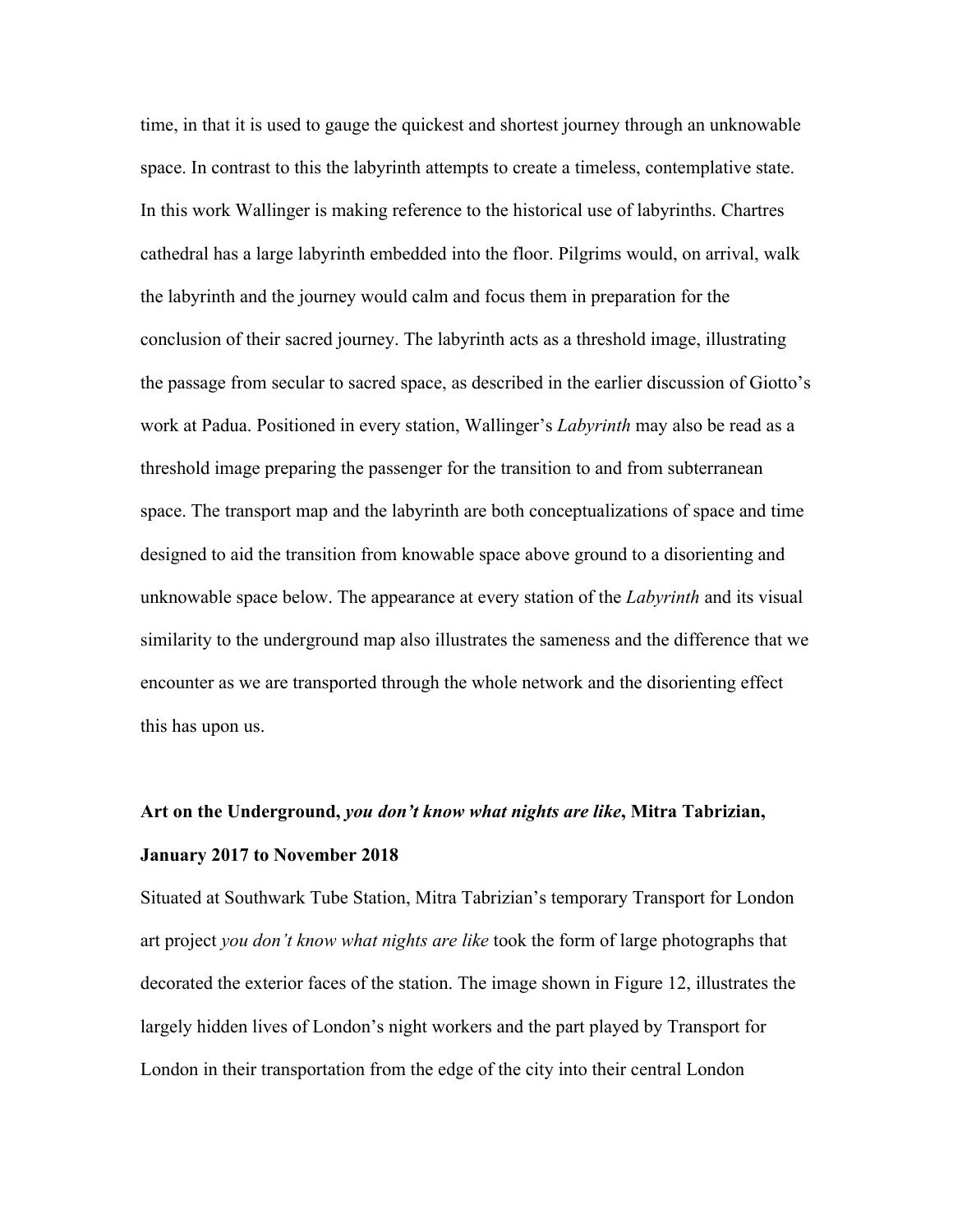time, in that it is used to gauge the quickest and shortest journey through an unknowable space. In contrast to this the labyrinth attempts to create a timeless, contemplative state. In this work Wallinger is making reference to the historical use of labyrinths. Chartres cathedral has a large labyrinth embedded into the floor. Pilgrims would, on arrival, walk the labyrinth and the journey would calm and focus them in preparation for the conclusion of their sacred journey. The labyrinth acts as a threshold image, illustrating the passage from secular to sacred space, as described in the earlier discussion of Giotto's work at Padua. Positioned in every station, Wallinger's *Labyrinth* may also be read as a threshold image preparing the passenger for the transition to and from subterranean space. The transport map and the labyrinth are both conceptualizations of space and time designed to aid the transition from knowable space above ground to a disorienting and unknowable space below. The appearance at every station of the *Labyrinth* and its visual similarity to the underground map also illustrates the sameness and the difference that we encounter as we are transported through the whole network and the disorienting effect this has upon us.

**Art on the Underground, *you don't know what nights are like*, Mitra Tabrizian, January 2017 to November 2018**

Situated at Southwark Tube Station, Mitra Tabrizian's temporary Transport for London art project *you don't know what nights are like* took the form of large photographs that decorated the exterior faces of the station. The image shown in Figure 12, illustrates the largely hidden lives of London's night workers and the part played by Transport for London in their transportation from the edge of the city into their central London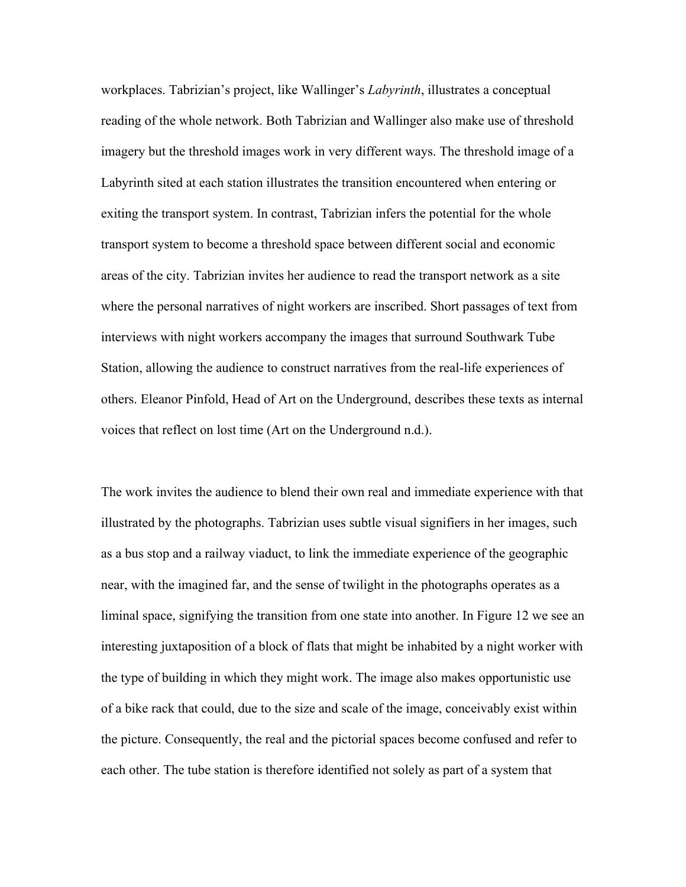workplaces. Tabrizian's project, like Wallinger's *Labyrinth*, illustrates a conceptual reading of the whole network. Both Tabrizian and Wallinger also make use of threshold imagery but the threshold images work in very different ways. The threshold image of a Labyrinth sited at each station illustrates the transition encountered when entering or exiting the transport system. In contrast, Tabrizian infers the potential for the whole transport system to become a threshold space between different social and economic areas of the city. Tabrizian invites her audience to read the transport network as a site where the personal narratives of night workers are inscribed. Short passages of text from interviews with night workers accompany the images that surround Southwark Tube Station, allowing the audience to construct narratives from the real-life experiences of others. Eleanor Pinfold, Head of Art on the Underground, describes these texts as internal voices that reflect on lost time (Art on the Underground n.d.).

The work invites the audience to blend their own real and immediate experience with that illustrated by the photographs. Tabrizian uses subtle visual signifiers in her images, such as a bus stop and a railway viaduct, to link the immediate experience of the geographic near, with the imagined far, and the sense of twilight in the photographs operates as a liminal space, signifying the transition from one state into another. In Figure 12 we see an interesting juxtaposition of a block of flats that might be inhabited by a night worker with the type of building in which they might work. The image also makes opportunistic use of a bike rack that could, due to the size and scale of the image, conceivably exist within the picture. Consequently, the real and the pictorial spaces become confused and refer to each other. The tube station is therefore identified not solely as part of a system that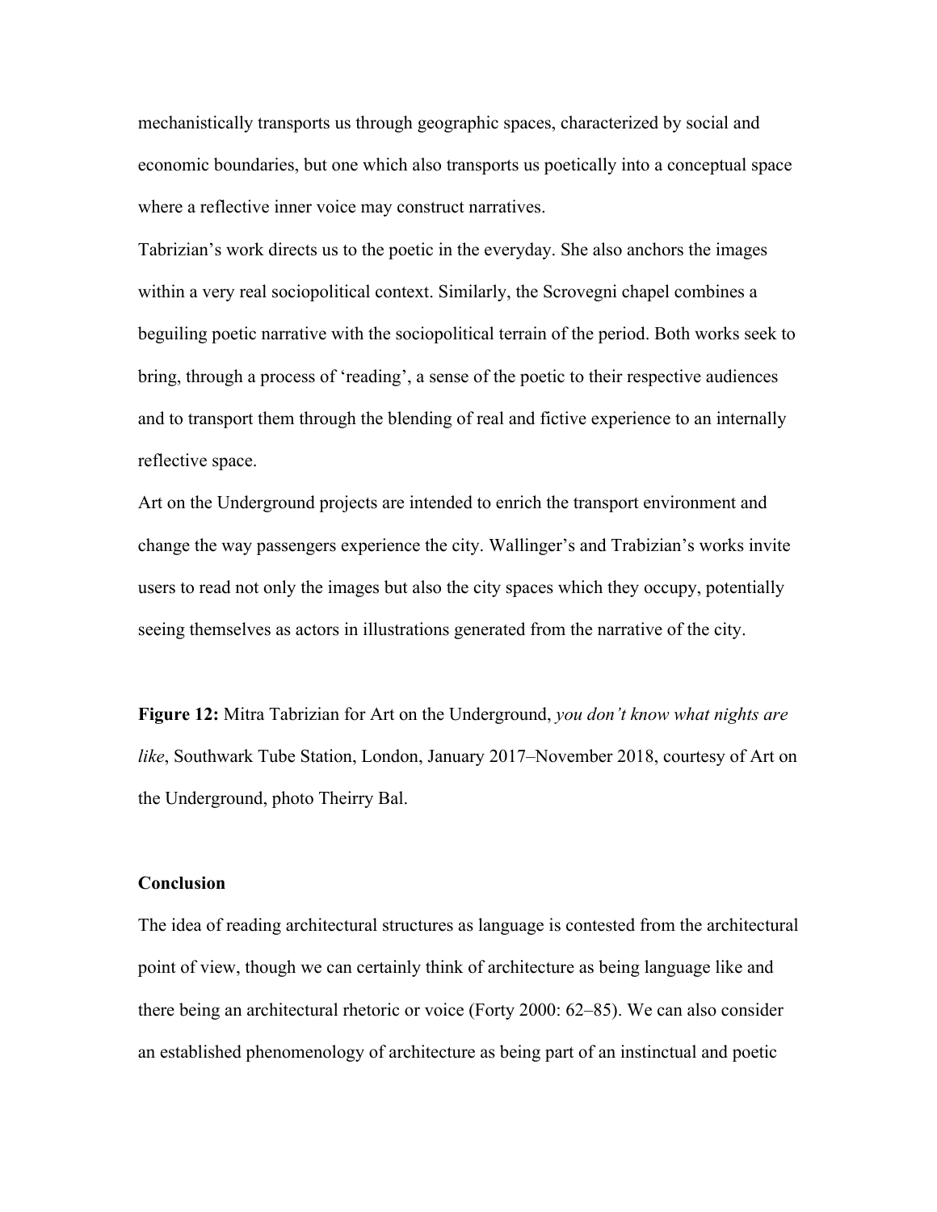mechanistically transports us through geographic spaces, characterized by social and economic boundaries, but one which also transports us poetically into a conceptual space where a reflective inner voice may construct narratives.

Tabrizian's work directs us to the poetic in the everyday. She also anchors the images within a very real sociopolitical context. Similarly, the Scrovegni chapel combines a beguiling poetic narrative with the sociopolitical terrain of the period. Both works seek to bring, through a process of 'reading', a sense of the poetic to their respective audiences and to transport them through the blending of real and fictive experience to an internally reflective space.

Art on the Underground projects are intended to enrich the transport environment and change the way passengers experience the city. Wallinger's and Trabizian's works invite users to read not only the images but also the city spaces which they occupy, potentially seeing themselves as actors in illustrations generated from the narrative of the city.

**Figure 12:** Mitra Tabrizian for Art on the Underground, *you don't know what nights are like*, Southwark Tube Station, London, January 2017–November 2018, courtesy of Art on the Underground, photo Theirry Bal.

## Conclusion

The idea of reading architectural structures as language is contested from the architectural point of view, though we can certainly think of architecture as being language like and there being an architectural rhetoric or voice (Forty 2000: 62–85). We can also consider an established phenomenology of architecture as being part of an instinctual and poetic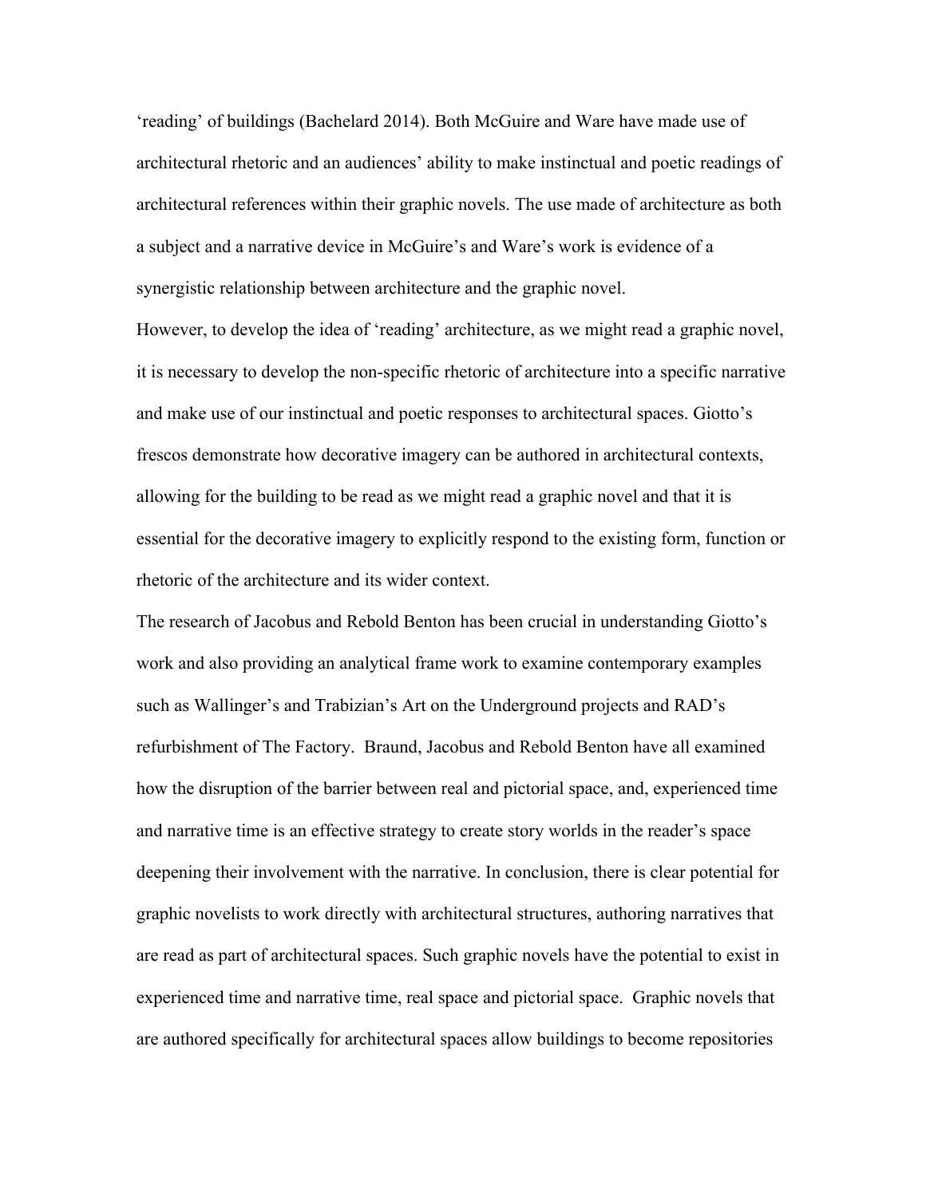'reading' of buildings (Bachelard 2014). Both McGuire and Ware have made use of architectural rhetoric and an audiences' ability to make instinctual and poetic readings of architectural references within their graphic novels. The use made of architecture as both a subject and a narrative device in McGuire's and Ware's work is evidence of a synergistic relationship between architecture and the graphic novel.

However, to develop the idea of 'reading' architecture, as we might read a graphic novel, it is necessary to develop the non-specific rhetoric of architecture into a specific narrative and make use of our instinctual and poetic responses to architectural spaces. Giotto's frescos demonstrate how decorative imagery can be authored in architectural contexts, allowing for the building to be read as we might read a graphic novel and that it is essential for the decorative imagery to explicitly respond to the existing form, function or rhetoric of the architecture and its wider context.

The research of Jacobus and Rebold Benton has been crucial in understanding Giotto's work and also providing an analytical frame work to examine contemporary examples such as Wallinger's and Trabizian's Art on the Underground projects and RAD's refurbishment of The Factory. Braund, Jacobus and Rebold Benton have all examined how the disruption of the barrier between real and pictorial space, and, experienced time and narrative time is an effective strategy to create story worlds in the reader's space deepening their involvement with the narrative. In conclusion, there is clear potential for graphic novelists to work directly with architectural structures, authoring narratives that are read as part of architectural spaces. Such graphic novels have the potential to exist in experienced time and narrative time, real space and pictorial space. Graphic novels that are authored specifically for architectural spaces allow buildings to become repositories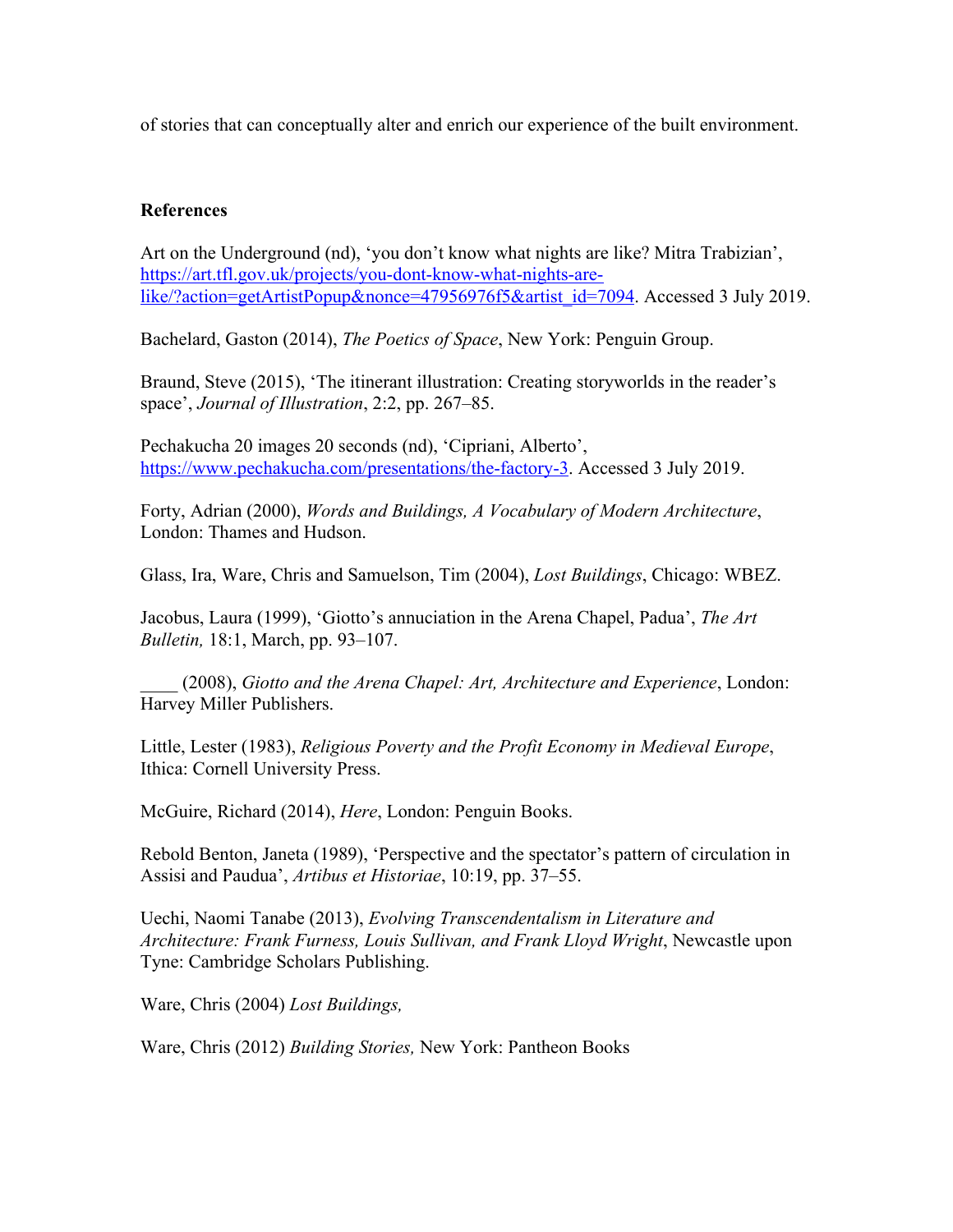of stories that can conceptually alter and enrich our experience of the built environment.

**References**

Art on the Underground (nd), ‘you don’t know what nights are like? Mitra Trabizian’, https://art.tfl.gov.uk/projects/you-dont-know-what-nights-are-like/?action=getArtistPopup&nonce=47956976f5&artist_id=7094. Accessed 3 July 2019.

Bachelard, Gaston (2014), *The Poetics of Space*, New York: Penguin Group.

Braund, Steve (2015), ‘The itinerant illustration: Creating storyworlds in the reader’s space’, *Journal of Illustration*, 2:2, pp. 267–85.

Pechakucha 20 images 20 seconds (nd), ‘Cipriani, Alberto’, https://www.pechakucha.com/presentations/the-factory-3. Accessed 3 July 2019.

Forty, Adrian (2000), *Words and Buildings, A Vocabulary of Modern Architecture*, London: Thames and Hudson.

Glass, Ira, Ware, Chris and Samuelson, Tim (2004), *Lost Buildings*, Chicago: WBEZ.

Jacobus, Laura (1999), ‘Giotto’s annuciation in the Arena Chapel, Padua’, *The Art Bulletin,* 18:1, March, pp. 93–107.

____ (2008), *Giotto and the Arena Chapel: Art, Architecture and Experience*, London: Harvey Miller Publishers.

Little, Lester (1983), *Religious Poverty and the Profit Economy in Medieval Europe*, Ithica: Cornell University Press.

McGuire, Richard (2014), *Here*, London: Penguin Books.

Rebold Benton, Janeta (1989), ‘Perspective and the spectator’s pattern of circulation in Assisi and Paudua’, *Artibus et Historiae*, 10:19, pp. 37–55.

Uechi, Naomi Tanabe (2013), *Evolving Transcendentalism in Literature and Architecture: Frank Furness, Louis Sullivan, and Frank Lloyd Wright*, Newcastle upon Tyne: Cambridge Scholars Publishing.

Ware, Chris (2004) *Lost Buildings,*

Ware, Chris (2012) *Building Stories,* New York: Pantheon Books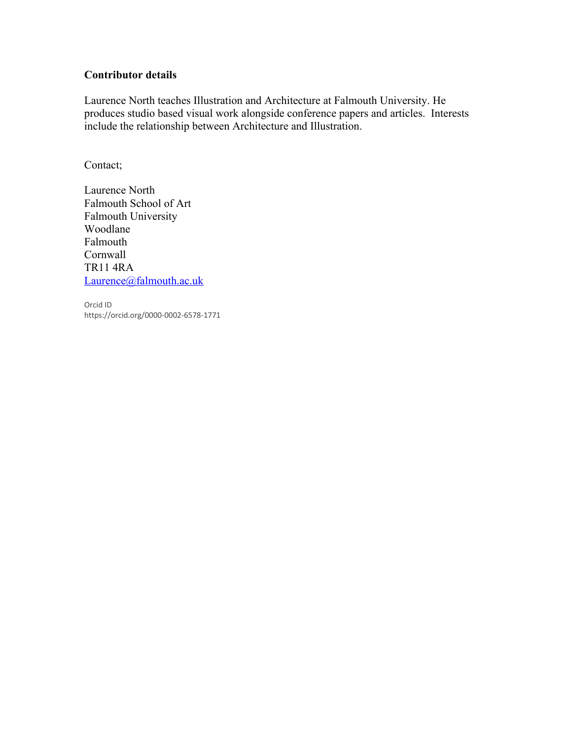**Contributor details**

Laurence North teaches Illustration and Architecture at Falmouth University. He produces studio based visual work alongside conference papers and articles. Interests include the relationship between Architecture and Illustration.

Contact;

Laurence North
Falmouth School of Art
Falmouth University
Woodlane
Falmouth
Cornwall
TR11 4RA
Laurence@falmouth.ac.uk

Orcid ID
https://orcid.org/0000-0002-6578-1771